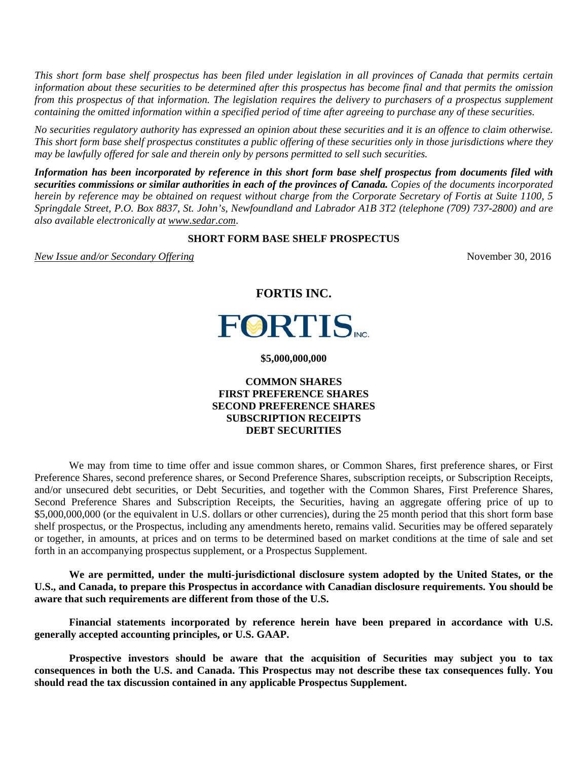*This short form base shelf prospectus has been filed under legislation in all provinces of Canada that permits certain information about these securities to be determined after this prospectus has become final and that permits the omission from this prospectus of that information. The legislation requires the delivery to purchasers of a prospectus supplement containing the omitted information within a specified period of time after agreeing to purchase any of these securities.*

*No securities regulatory authority has expressed an opinion about these securities and it is an offence to claim otherwise. This short form base shelf prospectus constitutes a public offering of these securities only in those jurisdictions where they may be lawfully offered for sale and therein only by persons permitted to sell such securities.*

***Information has been incorporated by reference in this short form base shelf prospectus from documents filed with securities commissions or similar authorities in each of the provinces of Canada.*** *Copies of the documents incorporated herein by reference may be obtained on request without charge from the Corporate Secretary of Fortis at Suite 1100, 5 Springdale Street, P.O. Box 8837, St. John's, Newfoundland and Labrador A1B 3T2 (telephone (709) 737-2800) and are also available electronically at www.sedar.com.*

**SHORT FORM BASE SHELF PROSPECTUS**

*New Issue and/or Secondary Offering* November 30, 2016

# FORTIS INC.

FORTIS INC.

**$5,000,000,000**

**COMMON SHARES**
**FIRST PREFERENCE SHARES**
**SECOND PREFERENCE SHARES**
**SUBSCRIPTION RECEIPTS**
**DEBT SECURITIES**

We may from time to time offer and issue common shares, or Common Shares, first preference shares, or First Preference Shares, second preference shares, or Second Preference Shares, subscription receipts, or Subscription Receipts, and/or unsecured debt securities, or Debt Securities, and together with the Common Shares, First Preference Shares, Second Preference Shares and Subscription Receipts, the Securities, having an aggregate offering price of up to $5,000,000,000 (or the equivalent in U.S. dollars or other currencies), during the 25 month period that this short form base shelf prospectus, or the Prospectus, including any amendments hereto, remains valid. Securities may be offered separately or together, in amounts, at prices and on terms to be determined based on market conditions at the time of sale and set forth in an accompanying prospectus supplement, or a Prospectus Supplement.

**We are permitted, under the multi-jurisdictional disclosure system adopted by the United States, or the U.S., and Canada, to prepare this Prospectus in accordance with Canadian disclosure requirements. You should be aware that such requirements are different from those of the U.S.**

**Financial statements incorporated by reference herein have been prepared in accordance with U.S. generally accepted accounting principles, or U.S. GAAP.**

**Prospective investors should be aware that the acquisition of Securities may subject you to tax consequences in both the U.S. and Canada. This Prospectus may not describe these tax consequences fully. You should read the tax discussion contained in any applicable Prospectus Supplement.**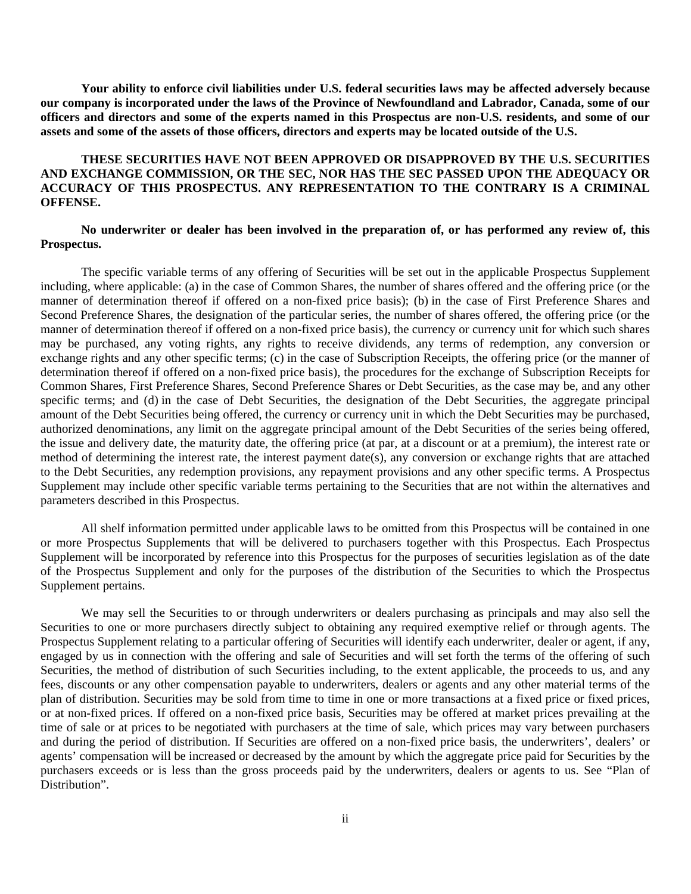**Your ability to enforce civil liabilities under U.S. federal securities laws may be affected adversely because our company is incorporated under the laws of the Province of Newfoundland and Labrador, Canada, some of our officers and directors and some of the experts named in this Prospectus are non-U.S. residents, and some of our assets and some of the assets of those officers, directors and experts may be located outside of the U.S.**

**THESE SECURITIES HAVE NOT BEEN APPROVED OR DISAPPROVED BY THE U.S. SECURITIES AND EXCHANGE COMMISSION, OR THE SEC, NOR HAS THE SEC PASSED UPON THE ADEQUACY OR ACCURACY OF THIS PROSPECTUS. ANY REPRESENTATION TO THE CONTRARY IS A CRIMINAL OFFENSE.**

**No underwriter or dealer has been involved in the preparation of, or has performed any review of, this Prospectus.**

The specific variable terms of any offering of Securities will be set out in the applicable Prospectus Supplement including, where applicable: (a) in the case of Common Shares, the number of shares offered and the offering price (or the manner of determination thereof if offered on a non-fixed price basis); (b) in the case of First Preference Shares and Second Preference Shares, the designation of the particular series, the number of shares offered, the offering price (or the manner of determination thereof if offered on a non-fixed price basis), the currency or currency unit for which such shares may be purchased, any voting rights, any rights to receive dividends, any terms of redemption, any conversion or exchange rights and any other specific terms; (c) in the case of Subscription Receipts, the offering price (or the manner of determination thereof if offered on a non-fixed price basis), the procedures for the exchange of Subscription Receipts for Common Shares, First Preference Shares, Second Preference Shares or Debt Securities, as the case may be, and any other specific terms; and (d) in the case of Debt Securities, the designation of the Debt Securities, the aggregate principal amount of the Debt Securities being offered, the currency or currency unit in which the Debt Securities may be purchased, authorized denominations, any limit on the aggregate principal amount of the Debt Securities of the series being offered, the issue and delivery date, the maturity date, the offering price (at par, at a discount or at a premium), the interest rate or method of determining the interest rate, the interest payment date(s), any conversion or exchange rights that are attached to the Debt Securities, any redemption provisions, any repayment provisions and any other specific terms. A Prospectus Supplement may include other specific variable terms pertaining to the Securities that are not within the alternatives and parameters described in this Prospectus.

All shelf information permitted under applicable laws to be omitted from this Prospectus will be contained in one or more Prospectus Supplements that will be delivered to purchasers together with this Prospectus. Each Prospectus Supplement will be incorporated by reference into this Prospectus for the purposes of securities legislation as of the date of the Prospectus Supplement and only for the purposes of the distribution of the Securities to which the Prospectus Supplement pertains.

We may sell the Securities to or through underwriters or dealers purchasing as principals and may also sell the Securities to one or more purchasers directly subject to obtaining any required exemptive relief or through agents. The Prospectus Supplement relating to a particular offering of Securities will identify each underwriter, dealer or agent, if any, engaged by us in connection with the offering and sale of Securities and will set forth the terms of the offering of such Securities, the method of distribution of such Securities including, to the extent applicable, the proceeds to us, and any fees, discounts or any other compensation payable to underwriters, dealers or agents and any other material terms of the plan of distribution. Securities may be sold from time to time in one or more transactions at a fixed price or fixed prices, or at non-fixed prices. If offered on a non-fixed price basis, Securities may be offered at market prices prevailing at the time of sale or at prices to be negotiated with purchasers at the time of sale, which prices may vary between purchasers and during the period of distribution. If Securities are offered on a non-fixed price basis, the underwriters', dealers' or agents' compensation will be increased or decreased by the amount by which the aggregate price paid for Securities by the purchasers exceeds or is less than the gross proceeds paid by the underwriters, dealers or agents to us. See "Plan of Distribution".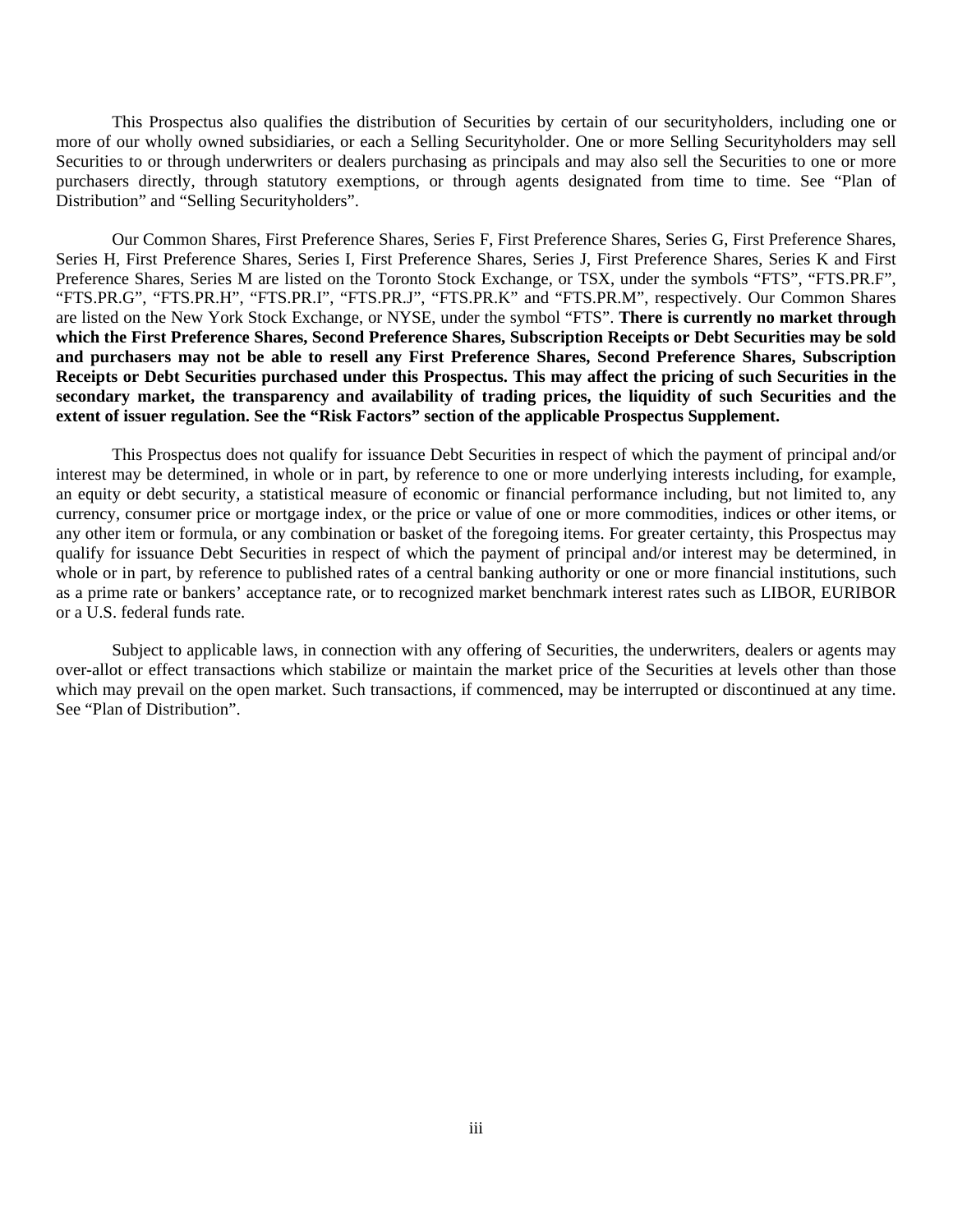This Prospectus also qualifies the distribution of Securities by certain of our securityholders, including one or more of our wholly owned subsidiaries, or each a Selling Securityholder. One or more Selling Securityholders may sell Securities to or through underwriters or dealers purchasing as principals and may also sell the Securities to one or more purchasers directly, through statutory exemptions, or through agents designated from time to time. See "Plan of Distribution" and "Selling Securityholders".

Our Common Shares, First Preference Shares, Series F, First Preference Shares, Series G, First Preference Shares, Series H, First Preference Shares, Series I, First Preference Shares, Series J, First Preference Shares, Series K and First Preference Shares, Series M are listed on the Toronto Stock Exchange, or TSX, under the symbols "FTS", "FTS.PR.F", "FTS.PR.G", "FTS.PR.H", "FTS.PR.I", "FTS.PR.J", "FTS.PR.K" and "FTS.PR.M", respectively. Our Common Shares are listed on the New York Stock Exchange, or NYSE, under the symbol "FTS". **There is currently no market through which the First Preference Shares, Second Preference Shares, Subscription Receipts or Debt Securities may be sold and purchasers may not be able to resell any First Preference Shares, Second Preference Shares, Subscription Receipts or Debt Securities purchased under this Prospectus. This may affect the pricing of such Securities in the secondary market, the transparency and availability of trading prices, the liquidity of such Securities and the extent of issuer regulation. See the "Risk Factors" section of the applicable Prospectus Supplement.**

This Prospectus does not qualify for issuance Debt Securities in respect of which the payment of principal and/or interest may be determined, in whole or in part, by reference to one or more underlying interests including, for example, an equity or debt security, a statistical measure of economic or financial performance including, but not limited to, any currency, consumer price or mortgage index, or the price or value of one or more commodities, indices or other items, or any other item or formula, or any combination or basket of the foregoing items. For greater certainty, this Prospectus may qualify for issuance Debt Securities in respect of which the payment of principal and/or interest may be determined, in whole or in part, by reference to published rates of a central banking authority or one or more financial institutions, such as a prime rate or bankers' acceptance rate, or to recognized market benchmark interest rates such as LIBOR, EURIBOR or a U.S. federal funds rate.

Subject to applicable laws, in connection with any offering of Securities, the underwriters, dealers or agents may over-allot or effect transactions which stabilize or maintain the market price of the Securities at levels other than those which may prevail on the open market. Such transactions, if commenced, may be interrupted or discontinued at any time. See "Plan of Distribution".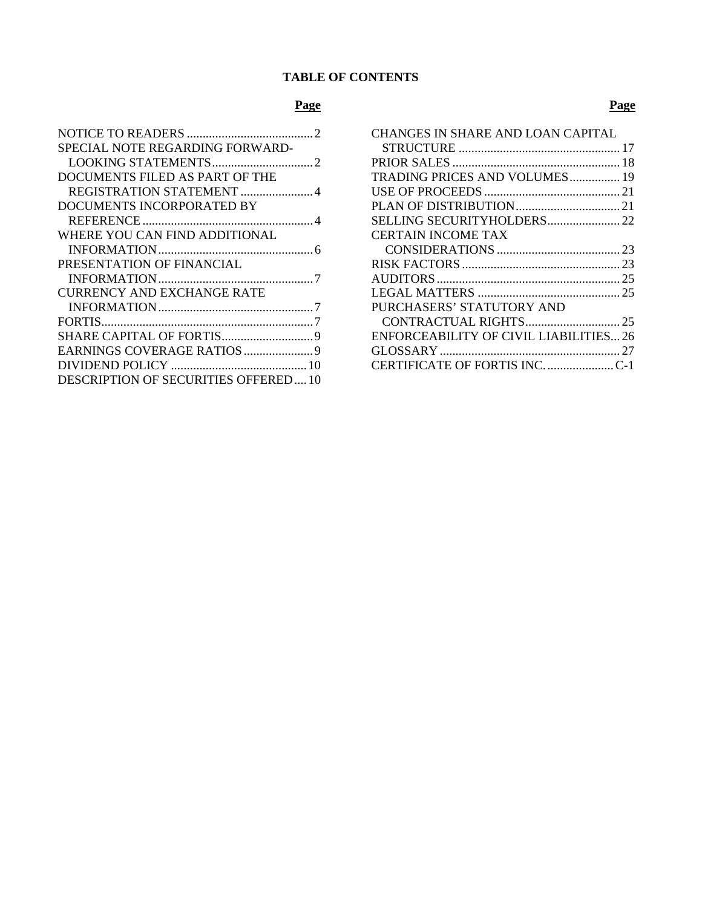## TABLE OF CONTENTS

| | Page |
|---|---|
| NOTICE TO READERS | 2 |
| SPECIAL NOTE REGARDING FORWARD-LOOKING STATEMENTS | 2 |
| DOCUMENTS FILED AS PART OF THE REGISTRATION STATEMENT | 4 |
| DOCUMENTS INCORPORATED BY REFERENCE | 4 |
| WHERE YOU CAN FIND ADDITIONAL INFORMATION | 6 |
| PRESENTATION OF FINANCIAL INFORMATION | 7 |
| CURRENCY AND EXCHANGE RATE INFORMATION | 7 |
| FORTIS | 7 |
| SHARE CAPITAL OF FORTIS | 9 |
| EARNINGS COVERAGE RATIOS | 9 |
| DIVIDEND POLICY | 10 |
| DESCRIPTION OF SECURITIES OFFERED | 10 |
| CHANGES IN SHARE AND LOAN CAPITAL STRUCTURE | 17 |
| PRIOR SALES | 18 |
| TRADING PRICES AND VOLUMES | 19 |
| USE OF PROCEEDS | 21 |
| PLAN OF DISTRIBUTION | 21 |
| SELLING SECURITYHOLDERS | 22 |
| CERTAIN INCOME TAX CONSIDERATIONS | 23 |
| RISK FACTORS | 23 |
| AUDITORS | 25 |
| LEGAL MATTERS | 25 |
| PURCHASERS' STATUTORY AND CONTRACTUAL RIGHTS | 25 |
| ENFORCEABILITY OF CIVIL LIABILITIES | 26 |
| GLOSSARY | 27 |
| CERTIFICATE OF FORTIS INC. | C-1 |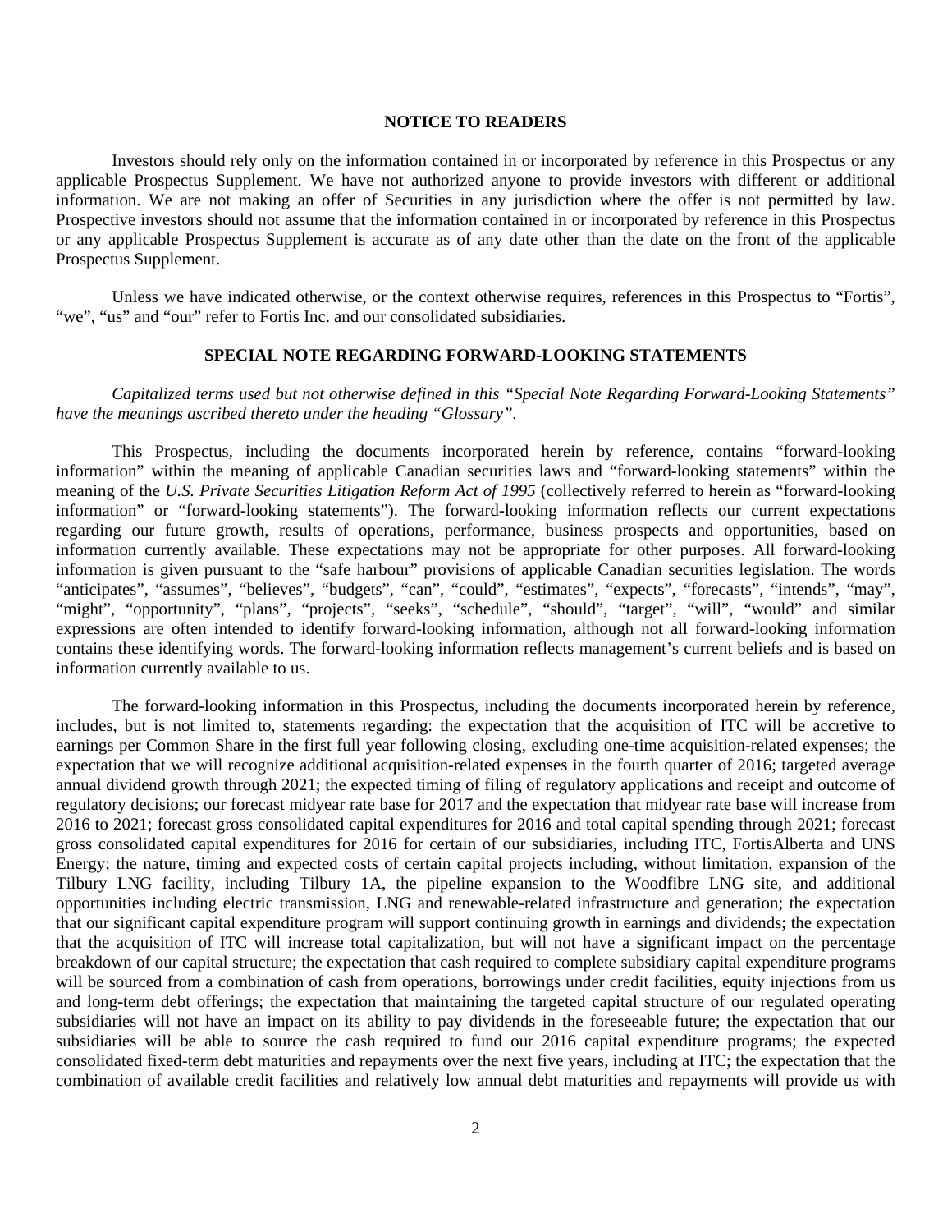## NOTICE TO READERS

Investors should rely only on the information contained in or incorporated by reference in this Prospectus or any applicable Prospectus Supplement. We have not authorized anyone to provide investors with different or additional information. We are not making an offer of Securities in any jurisdiction where the offer is not permitted by law. Prospective investors should not assume that the information contained in or incorporated by reference in this Prospectus or any applicable Prospectus Supplement is accurate as of any date other than the date on the front of the applicable Prospectus Supplement.

Unless we have indicated otherwise, or the context otherwise requires, references in this Prospectus to "Fortis", "we", "us" and "our" refer to Fortis Inc. and our consolidated subsidiaries.

## SPECIAL NOTE REGARDING FORWARD-LOOKING STATEMENTS

*Capitalized terms used but not otherwise defined in this "Special Note Regarding Forward-Looking Statements" have the meanings ascribed thereto under the heading "Glossary".*

This Prospectus, including the documents incorporated herein by reference, contains "forward-looking information" within the meaning of applicable Canadian securities laws and "forward-looking statements" within the meaning of the *U.S. Private Securities Litigation Reform Act of 1995* (collectively referred to herein as "forward-looking information" or "forward-looking statements"). The forward-looking information reflects our current expectations regarding our future growth, results of operations, performance, business prospects and opportunities, based on information currently available. These expectations may not be appropriate for other purposes. All forward-looking information is given pursuant to the "safe harbour" provisions of applicable Canadian securities legislation. The words "anticipates", "assumes", "believes", "budgets", "can", "could", "estimates", "expects", "forecasts", "intends", "may", "might", "opportunity", "plans", "projects", "seeks", "schedule", "should", "target", "will", "would" and similar expressions are often intended to identify forward-looking information, although not all forward-looking information contains these identifying words. The forward-looking information reflects management's current beliefs and is based on information currently available to us.

The forward-looking information in this Prospectus, including the documents incorporated herein by reference, includes, but is not limited to, statements regarding: the expectation that the acquisition of ITC will be accretive to earnings per Common Share in the first full year following closing, excluding one-time acquisition-related expenses; the expectation that we will recognize additional acquisition-related expenses in the fourth quarter of 2016; targeted average annual dividend growth through 2021; the expected timing of filing of regulatory applications and receipt and outcome of regulatory decisions; our forecast midyear rate base for 2017 and the expectation that midyear rate base will increase from 2016 to 2021; forecast gross consolidated capital expenditures for 2016 and total capital spending through 2021; forecast gross consolidated capital expenditures for 2016 for certain of our subsidiaries, including ITC, FortisAlberta and UNS Energy; the nature, timing and expected costs of certain capital projects including, without limitation, expansion of the Tilbury LNG facility, including Tilbury 1A, the pipeline expansion to the Woodfibre LNG site, and additional opportunities including electric transmission, LNG and renewable-related infrastructure and generation; the expectation that our significant capital expenditure program will support continuing growth in earnings and dividends; the expectation that the acquisition of ITC will increase total capitalization, but will not have a significant impact on the percentage breakdown of our capital structure; the expectation that cash required to complete subsidiary capital expenditure programs will be sourced from a combination of cash from operations, borrowings under credit facilities, equity injections from us and long-term debt offerings; the expectation that maintaining the targeted capital structure of our regulated operating subsidiaries will not have an impact on its ability to pay dividends in the foreseeable future; the expectation that our subsidiaries will be able to source the cash required to fund our 2016 capital expenditure programs; the expected consolidated fixed-term debt maturities and repayments over the next five years, including at ITC; the expectation that the combination of available credit facilities and relatively low annual debt maturities and repayments will provide us with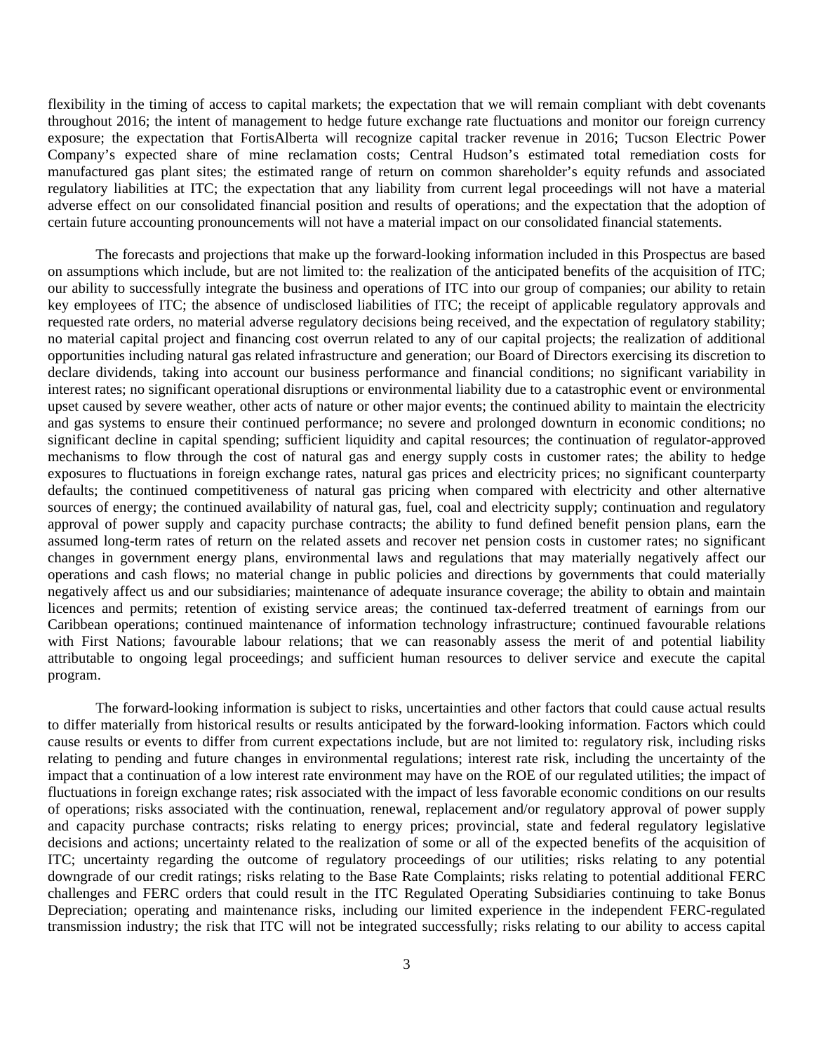flexibility in the timing of access to capital markets; the expectation that we will remain compliant with debt covenants throughout 2016; the intent of management to hedge future exchange rate fluctuations and monitor our foreign currency exposure; the expectation that FortisAlberta will recognize capital tracker revenue in 2016; Tucson Electric Power Company's expected share of mine reclamation costs; Central Hudson's estimated total remediation costs for manufactured gas plant sites; the estimated range of return on common shareholder's equity refunds and associated regulatory liabilities at ITC; the expectation that any liability from current legal proceedings will not have a material adverse effect on our consolidated financial position and results of operations; and the expectation that the adoption of certain future accounting pronouncements will not have a material impact on our consolidated financial statements.

The forecasts and projections that make up the forward-looking information included in this Prospectus are based on assumptions which include, but are not limited to: the realization of the anticipated benefits of the acquisition of ITC; our ability to successfully integrate the business and operations of ITC into our group of companies; our ability to retain key employees of ITC; the absence of undisclosed liabilities of ITC; the receipt of applicable regulatory approvals and requested rate orders, no material adverse regulatory decisions being received, and the expectation of regulatory stability; no material capital project and financing cost overrun related to any of our capital projects; the realization of additional opportunities including natural gas related infrastructure and generation; our Board of Directors exercising its discretion to declare dividends, taking into account our business performance and financial conditions; no significant variability in interest rates; no significant operational disruptions or environmental liability due to a catastrophic event or environmental upset caused by severe weather, other acts of nature or other major events; the continued ability to maintain the electricity and gas systems to ensure their continued performance; no severe and prolonged downturn in economic conditions; no significant decline in capital spending; sufficient liquidity and capital resources; the continuation of regulator-approved mechanisms to flow through the cost of natural gas and energy supply costs in customer rates; the ability to hedge exposures to fluctuations in foreign exchange rates, natural gas prices and electricity prices; no significant counterparty defaults; the continued competitiveness of natural gas pricing when compared with electricity and other alternative sources of energy; the continued availability of natural gas, fuel, coal and electricity supply; continuation and regulatory approval of power supply and capacity purchase contracts; the ability to fund defined benefit pension plans, earn the assumed long-term rates of return on the related assets and recover net pension costs in customer rates; no significant changes in government energy plans, environmental laws and regulations that may materially negatively affect our operations and cash flows; no material change in public policies and directions by governments that could materially negatively affect us and our subsidiaries; maintenance of adequate insurance coverage; the ability to obtain and maintain licences and permits; retention of existing service areas; the continued tax-deferred treatment of earnings from our Caribbean operations; continued maintenance of information technology infrastructure; continued favourable relations with First Nations; favourable labour relations; that we can reasonably assess the merit of and potential liability attributable to ongoing legal proceedings; and sufficient human resources to deliver service and execute the capital program.

The forward-looking information is subject to risks, uncertainties and other factors that could cause actual results to differ materially from historical results or results anticipated by the forward-looking information. Factors which could cause results or events to differ from current expectations include, but are not limited to: regulatory risk, including risks relating to pending and future changes in environmental regulations; interest rate risk, including the uncertainty of the impact that a continuation of a low interest rate environment may have on the ROE of our regulated utilities; the impact of fluctuations in foreign exchange rates; risk associated with the impact of less favorable economic conditions on our results of operations; risks associated with the continuation, renewal, replacement and/or regulatory approval of power supply and capacity purchase contracts; risks relating to energy prices; provincial, state and federal regulatory legislative decisions and actions; uncertainty related to the realization of some or all of the expected benefits of the acquisition of ITC; uncertainty regarding the outcome of regulatory proceedings of our utilities; risks relating to any potential downgrade of our credit ratings; risks relating to the Base Rate Complaints; risks relating to potential additional FERC challenges and FERC orders that could result in the ITC Regulated Operating Subsidiaries continuing to take Bonus Depreciation; operating and maintenance risks, including our limited experience in the independent FERC-regulated transmission industry; the risk that ITC will not be integrated successfully; risks relating to our ability to access capital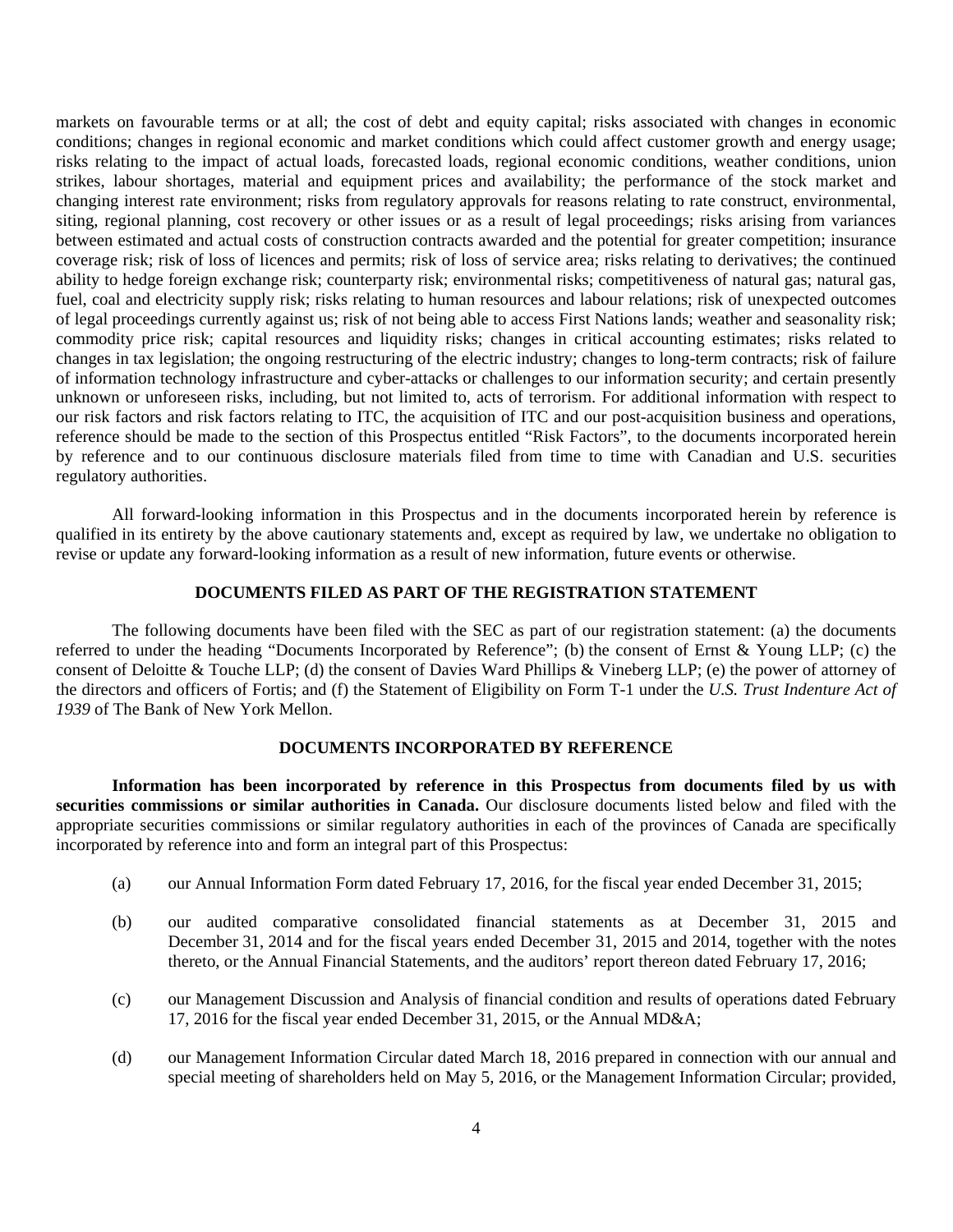markets on favourable terms or at all; the cost of debt and equity capital; risks associated with changes in economic conditions; changes in regional economic and market conditions which could affect customer growth and energy usage; risks relating to the impact of actual loads, forecasted loads, regional economic conditions, weather conditions, union strikes, labour shortages, material and equipment prices and availability; the performance of the stock market and changing interest rate environment; risks from regulatory approvals for reasons relating to rate construct, environmental, siting, regional planning, cost recovery or other issues or as a result of legal proceedings; risks arising from variances between estimated and actual costs of construction contracts awarded and the potential for greater competition; insurance coverage risk; risk of loss of licences and permits; risk of loss of service area; risks relating to derivatives; the continued ability to hedge foreign exchange risk; counterparty risk; environmental risks; competitiveness of natural gas; natural gas, fuel, coal and electricity supply risk; risks relating to human resources and labour relations; risk of unexpected outcomes of legal proceedings currently against us; risk of not being able to access First Nations lands; weather and seasonality risk; commodity price risk; capital resources and liquidity risks; changes in critical accounting estimates; risks related to changes in tax legislation; the ongoing restructuring of the electric industry; changes to long-term contracts; risk of failure of information technology infrastructure and cyber-attacks or challenges to our information security; and certain presently unknown or unforeseen risks, including, but not limited to, acts of terrorism. For additional information with respect to our risk factors and risk factors relating to ITC, the acquisition of ITC and our post-acquisition business and operations, reference should be made to the section of this Prospectus entitled "Risk Factors", to the documents incorporated herein by reference and to our continuous disclosure materials filed from time to time with Canadian and U.S. securities regulatory authorities.

All forward-looking information in this Prospectus and in the documents incorporated herein by reference is qualified in its entirety by the above cautionary statements and, except as required by law, we undertake no obligation to revise or update any forward-looking information as a result of new information, future events or otherwise.

## DOCUMENTS FILED AS PART OF THE REGISTRATION STATEMENT

The following documents have been filed with the SEC as part of our registration statement: (a) the documents referred to under the heading "Documents Incorporated by Reference"; (b) the consent of Ernst & Young LLP; (c) the consent of Deloitte & Touche LLP; (d) the consent of Davies Ward Phillips & Vineberg LLP; (e) the power of attorney of the directors and officers of Fortis; and (f) the Statement of Eligibility on Form T-1 under the *U.S. Trust Indenture Act of 1939* of The Bank of New York Mellon.

## DOCUMENTS INCORPORATED BY REFERENCE

**Information has been incorporated by reference in this Prospectus from documents filed by us with securities commissions or similar authorities in Canada.** Our disclosure documents listed below and filed with the appropriate securities commissions or similar regulatory authorities in each of the provinces of Canada are specifically incorporated by reference into and form an integral part of this Prospectus:

(a) our Annual Information Form dated February 17, 2016, for the fiscal year ended December 31, 2015;

(b) our audited comparative consolidated financial statements as at December 31, 2015 and December 31, 2014 and for the fiscal years ended December 31, 2015 and 2014, together with the notes thereto, or the Annual Financial Statements, and the auditors' report thereon dated February 17, 2016;

(c) our Management Discussion and Analysis of financial condition and results of operations dated February 17, 2016 for the fiscal year ended December 31, 2015, or the Annual MD&A;

(d) our Management Information Circular dated March 18, 2016 prepared in connection with our annual and special meeting of shareholders held on May 5, 2016, or the Management Information Circular; provided,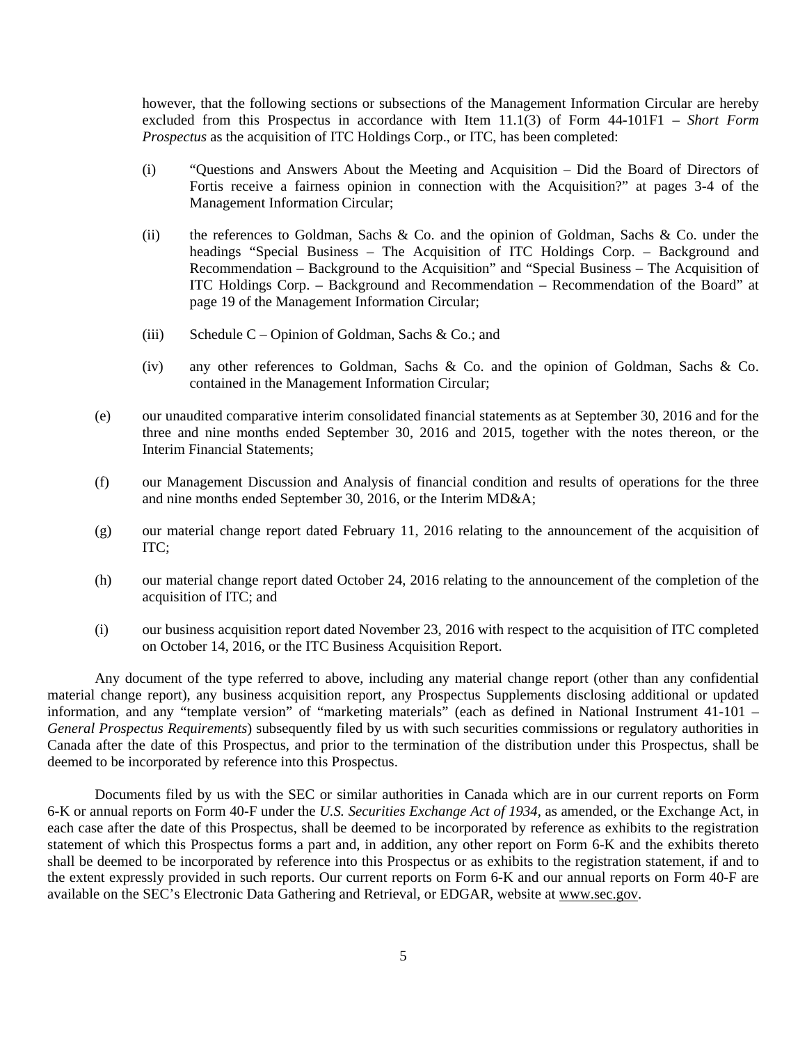however, that the following sections or subsections of the Management Information Circular are hereby excluded from this Prospectus in accordance with Item 11.1(3) of Form 44-101F1 – *Short Form Prospectus* as the acquisition of ITC Holdings Corp., or ITC, has been completed:

(i) "Questions and Answers About the Meeting and Acquisition – Did the Board of Directors of Fortis receive a fairness opinion in connection with the Acquisition?" at pages 3-4 of the Management Information Circular;

(ii) the references to Goldman, Sachs & Co. and the opinion of Goldman, Sachs & Co. under the headings "Special Business – The Acquisition of ITC Holdings Corp. – Background and Recommendation – Background to the Acquisition" and "Special Business – The Acquisition of ITC Holdings Corp. – Background and Recommendation – Recommendation of the Board" at page 19 of the Management Information Circular;

(iii) Schedule C – Opinion of Goldman, Sachs & Co.; and

(iv) any other references to Goldman, Sachs & Co. and the opinion of Goldman, Sachs & Co. contained in the Management Information Circular;

(e) our unaudited comparative interim consolidated financial statements as at September 30, 2016 and for the three and nine months ended September 30, 2016 and 2015, together with the notes thereon, or the Interim Financial Statements;

(f) our Management Discussion and Analysis of financial condition and results of operations for the three and nine months ended September 30, 2016, or the Interim MD&A;

(g) our material change report dated February 11, 2016 relating to the announcement of the acquisition of ITC;

(h) our material change report dated October 24, 2016 relating to the announcement of the completion of the acquisition of ITC; and

(i) our business acquisition report dated November 23, 2016 with respect to the acquisition of ITC completed on October 14, 2016, or the ITC Business Acquisition Report.

Any document of the type referred to above, including any material change report (other than any confidential material change report), any business acquisition report, any Prospectus Supplements disclosing additional or updated information, and any "template version" of "marketing materials" (each as defined in National Instrument 41-101 – *General Prospectus Requirements*) subsequently filed by us with such securities commissions or regulatory authorities in Canada after the date of this Prospectus, and prior to the termination of the distribution under this Prospectus, shall be deemed to be incorporated by reference into this Prospectus.

Documents filed by us with the SEC or similar authorities in Canada which are in our current reports on Form 6-K or annual reports on Form 40-F under the *U.S. Securities Exchange Act of 1934*, as amended, or the Exchange Act, in each case after the date of this Prospectus, shall be deemed to be incorporated by reference as exhibits to the registration statement of which this Prospectus forms a part and, in addition, any other report on Form 6-K and the exhibits thereto shall be deemed to be incorporated by reference into this Prospectus or as exhibits to the registration statement, if and to the extent expressly provided in such reports. Our current reports on Form 6-K and our annual reports on Form 40-F are available on the SEC's Electronic Data Gathering and Retrieval, or EDGAR, website at www.sec.gov.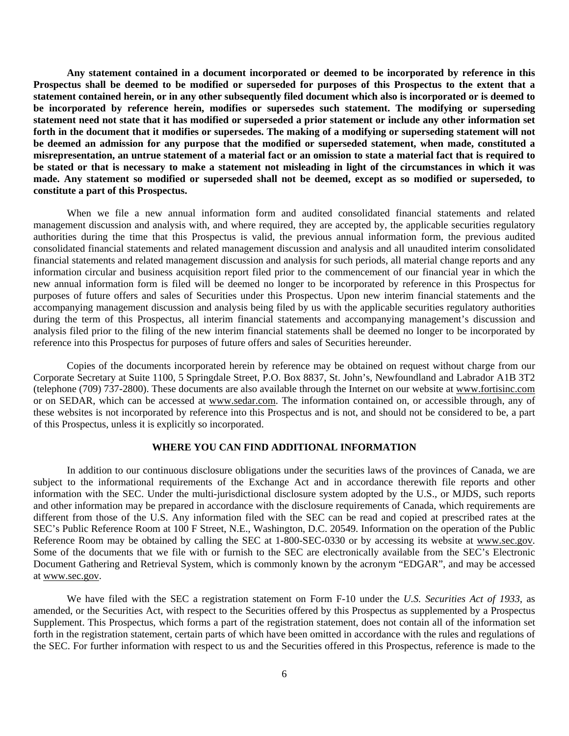**Any statement contained in a document incorporated or deemed to be incorporated by reference in this Prospectus shall be deemed to be modified or superseded for purposes of this Prospectus to the extent that a statement contained herein, or in any other subsequently filed document which also is incorporated or is deemed to be incorporated by reference herein, modifies or supersedes such statement. The modifying or superseding statement need not state that it has modified or superseded a prior statement or include any other information set forth in the document that it modifies or supersedes. The making of a modifying or superseding statement will not be deemed an admission for any purpose that the modified or superseded statement, when made, constituted a misrepresentation, an untrue statement of a material fact or an omission to state a material fact that is required to be stated or that is necessary to make a statement not misleading in light of the circumstances in which it was made. Any statement so modified or superseded shall not be deemed, except as so modified or superseded, to constitute a part of this Prospectus.**

When we file a new annual information form and audited consolidated financial statements and related management discussion and analysis with, and where required, they are accepted by, the applicable securities regulatory authorities during the time that this Prospectus is valid, the previous annual information form, the previous audited consolidated financial statements and related management discussion and analysis and all unaudited interim consolidated financial statements and related management discussion and analysis for such periods, all material change reports and any information circular and business acquisition report filed prior to the commencement of our financial year in which the new annual information form is filed will be deemed no longer to be incorporated by reference in this Prospectus for purposes of future offers and sales of Securities under this Prospectus. Upon new interim financial statements and the accompanying management discussion and analysis being filed by us with the applicable securities regulatory authorities during the term of this Prospectus, all interim financial statements and accompanying management's discussion and analysis filed prior to the filing of the new interim financial statements shall be deemed no longer to be incorporated by reference into this Prospectus for purposes of future offers and sales of Securities hereunder.

Copies of the documents incorporated herein by reference may be obtained on request without charge from our Corporate Secretary at Suite 1100, 5 Springdale Street, P.O. Box 8837, St. John's, Newfoundland and Labrador A1B 3T2 (telephone (709) 737-2800). These documents are also available through the Internet on our website at www.fortisinc.com or on SEDAR, which can be accessed at www.sedar.com. The information contained on, or accessible through, any of these websites is not incorporated by reference into this Prospectus and is not, and should not be considered to be, a part of this Prospectus, unless it is explicitly so incorporated.

## WHERE YOU CAN FIND ADDITIONAL INFORMATION

In addition to our continuous disclosure obligations under the securities laws of the provinces of Canada, we are subject to the informational requirements of the Exchange Act and in accordance therewith file reports and other information with the SEC. Under the multi-jurisdictional disclosure system adopted by the U.S., or MJDS, such reports and other information may be prepared in accordance with the disclosure requirements of Canada, which requirements are different from those of the U.S. Any information filed with the SEC can be read and copied at prescribed rates at the SEC's Public Reference Room at 100 F Street, N.E., Washington, D.C. 20549. Information on the operation of the Public Reference Room may be obtained by calling the SEC at 1-800-SEC-0330 or by accessing its website at www.sec.gov. Some of the documents that we file with or furnish to the SEC are electronically available from the SEC's Electronic Document Gathering and Retrieval System, which is commonly known by the acronym "EDGAR", and may be accessed at www.sec.gov.

We have filed with the SEC a registration statement on Form F-10 under the *U.S. Securities Act of 1933*, as amended, or the Securities Act, with respect to the Securities offered by this Prospectus as supplemented by a Prospectus Supplement. This Prospectus, which forms a part of the registration statement, does not contain all of the information set forth in the registration statement, certain parts of which have been omitted in accordance with the rules and regulations of the SEC. For further information with respect to us and the Securities offered in this Prospectus, reference is made to the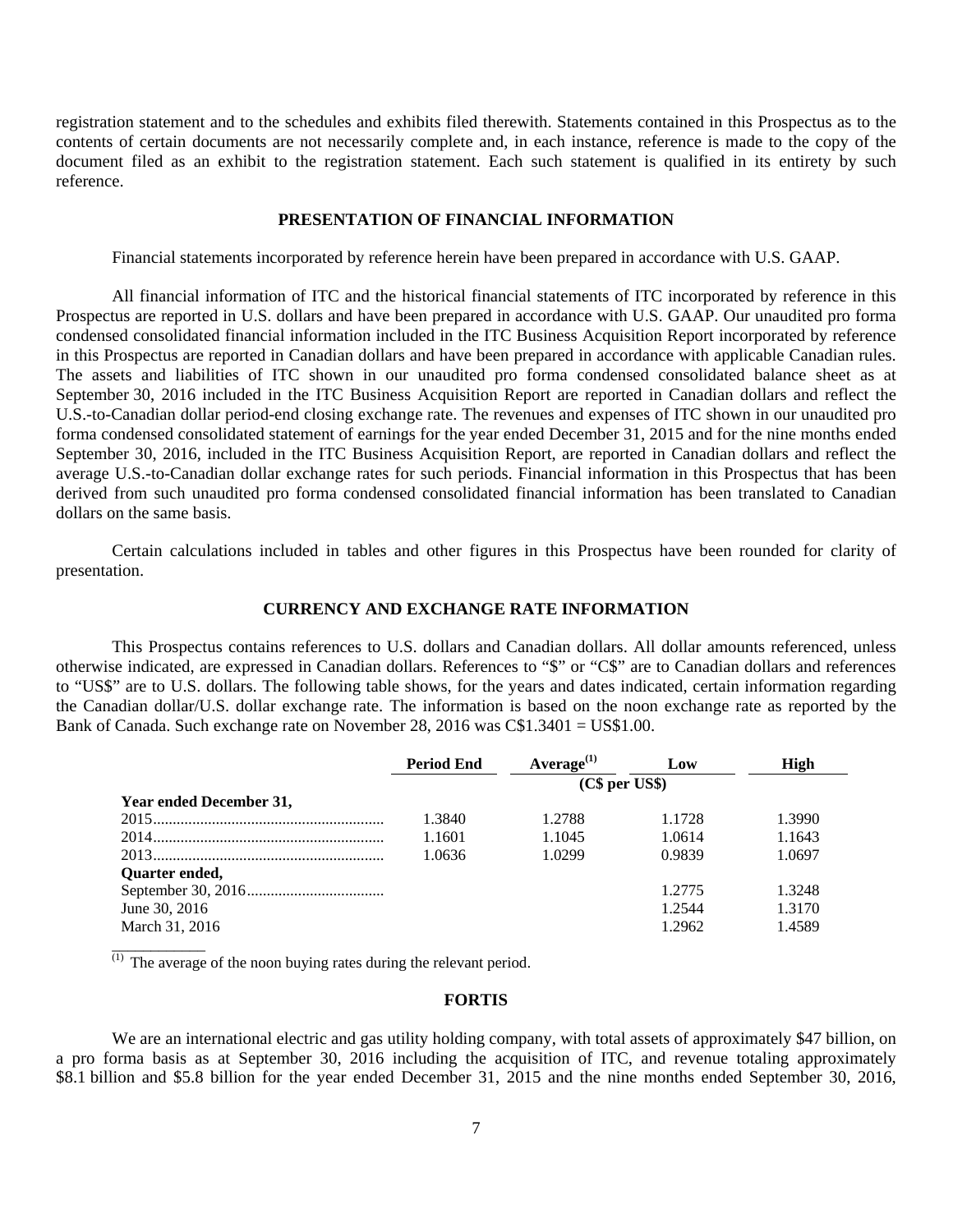registration statement and to the schedules and exhibits filed therewith. Statements contained in this Prospectus as to the contents of certain documents are not necessarily complete and, in each instance, reference is made to the copy of the document filed as an exhibit to the registration statement. Each such statement is qualified in its entirety by such reference.

## PRESENTATION OF FINANCIAL INFORMATION

Financial statements incorporated by reference herein have been prepared in accordance with U.S. GAAP.

All financial information of ITC and the historical financial statements of ITC incorporated by reference in this Prospectus are reported in U.S. dollars and have been prepared in accordance with U.S. GAAP. Our unaudited pro forma condensed consolidated financial information included in the ITC Business Acquisition Report incorporated by reference in this Prospectus are reported in Canadian dollars and have been prepared in accordance with applicable Canadian rules. The assets and liabilities of ITC shown in our unaudited pro forma condensed consolidated balance sheet as at September 30, 2016 included in the ITC Business Acquisition Report are reported in Canadian dollars and reflect the U.S.-to-Canadian dollar period-end closing exchange rate. The revenues and expenses of ITC shown in our unaudited pro forma condensed consolidated statement of earnings for the year ended December 31, 2015 and for the nine months ended September 30, 2016, included in the ITC Business Acquisition Report, are reported in Canadian dollars and reflect the average U.S.-to-Canadian dollar exchange rates for such periods. Financial information in this Prospectus that has been derived from such unaudited pro forma condensed consolidated financial information has been translated to Canadian dollars on the same basis.

Certain calculations included in tables and other figures in this Prospectus have been rounded for clarity of presentation.

## CURRENCY AND EXCHANGE RATE INFORMATION

This Prospectus contains references to U.S. dollars and Canadian dollars. All dollar amounts referenced, unless otherwise indicated, are expressed in Canadian dollars. References to "$" or "C$" are to Canadian dollars and references to "US$" are to U.S. dollars. The following table shows, for the years and dates indicated, certain information regarding the Canadian dollar/U.S. dollar exchange rate. The information is based on the noon exchange rate as reported by the Bank of Canada. Such exchange rate on November 28, 2016 was C$1.3401 = US$1.00.

| | Period End | Average[(1)] | Low | High |
|---|---|---|---|---|
| | | (C$ per US$) | | |
| **Year ended December 31,** | | | | |
| 2015 | 1.3840 | 1.2788 | 1.1728 | 1.3990 |
| 2014 | 1.1601 | 1.1045 | 1.0614 | 1.1643 |
| 2013 | 1.0636 | 1.0299 | 0.9839 | 1.0697 |
| **Quarter ended,** | | | | |
| September 30, 2016 | | | 1.2775 | 1.3248 |
| June 30, 2016 | | | 1.2544 | 1.3170 |
| March 31, 2016 | | | 1.2962 | 1.4589 |

(1) The average of the noon buying rates during the relevant period.

## FORTIS

We are an international electric and gas utility holding company, with total assets of approximately $47 billion, on a pro forma basis as at September 30, 2016 including the acquisition of ITC, and revenue totaling approximately $8.1 billion and $5.8 billion for the year ended December 31, 2015 and the nine months ended September 30, 2016,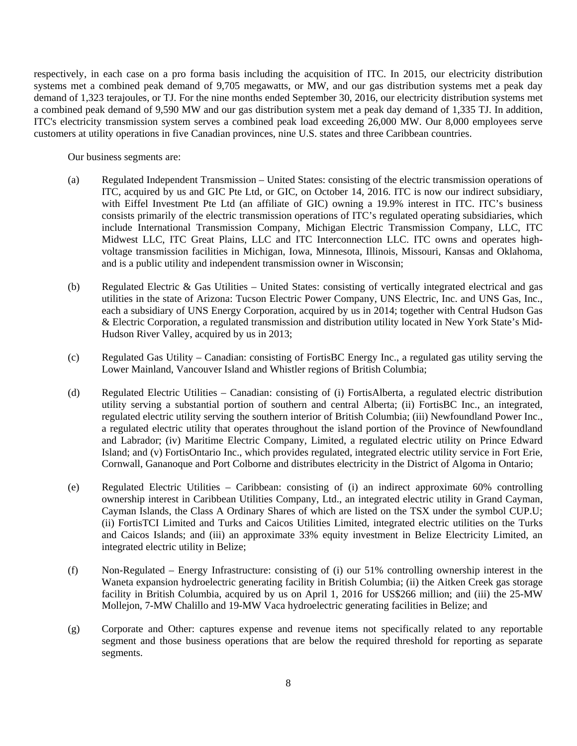respectively, in each case on a pro forma basis including the acquisition of ITC. In 2015, our electricity distribution systems met a combined peak demand of 9,705 megawatts, or MW, and our gas distribution systems met a peak day demand of 1,323 terajoules, or TJ. For the nine months ended September 30, 2016, our electricity distribution systems met a combined peak demand of 9,590 MW and our gas distribution system met a peak day demand of 1,335 TJ. In addition, ITC's electricity transmission system serves a combined peak load exceeding 26,000 MW. Our 8,000 employees serve customers at utility operations in five Canadian provinces, nine U.S. states and three Caribbean countries.

Our business segments are:

(a) Regulated Independent Transmission – United States: consisting of the electric transmission operations of ITC, acquired by us and GIC Pte Ltd, or GIC, on October 14, 2016. ITC is now our indirect subsidiary, with Eiffel Investment Pte Ltd (an affiliate of GIC) owning a 19.9% interest in ITC. ITC's business consists primarily of the electric transmission operations of ITC's regulated operating subsidiaries, which include International Transmission Company, Michigan Electric Transmission Company, LLC, ITC Midwest LLC, ITC Great Plains, LLC and ITC Interconnection LLC. ITC owns and operates high-voltage transmission facilities in Michigan, Iowa, Minnesota, Illinois, Missouri, Kansas and Oklahoma, and is a public utility and independent transmission owner in Wisconsin;

(b) Regulated Electric & Gas Utilities – United States: consisting of vertically integrated electrical and gas utilities in the state of Arizona: Tucson Electric Power Company, UNS Electric, Inc. and UNS Gas, Inc., each a subsidiary of UNS Energy Corporation, acquired by us in 2014; together with Central Hudson Gas & Electric Corporation, a regulated transmission and distribution utility located in New York State's Mid-Hudson River Valley, acquired by us in 2013;

(c) Regulated Gas Utility – Canadian: consisting of FortisBC Energy Inc., a regulated gas utility serving the Lower Mainland, Vancouver Island and Whistler regions of British Columbia;

(d) Regulated Electric Utilities – Canadian: consisting of (i) FortisAlberta, a regulated electric distribution utility serving a substantial portion of southern and central Alberta; (ii) FortisBC Inc., an integrated, regulated electric utility serving the southern interior of British Columbia; (iii) Newfoundland Power Inc., a regulated electric utility that operates throughout the island portion of the Province of Newfoundland and Labrador; (iv) Maritime Electric Company, Limited, a regulated electric utility on Prince Edward Island; and (v) FortisOntario Inc., which provides regulated, integrated electric utility service in Fort Erie, Cornwall, Gananoque and Port Colborne and distributes electricity in the District of Algoma in Ontario;

(e) Regulated Electric Utilities – Caribbean: consisting of (i) an indirect approximate 60% controlling ownership interest in Caribbean Utilities Company, Ltd., an integrated electric utility in Grand Cayman, Cayman Islands, the Class A Ordinary Shares of which are listed on the TSX under the symbol CUP.U; (ii) FortisTCI Limited and Turks and Caicos Utilities Limited, integrated electric utilities on the Turks and Caicos Islands; and (iii) an approximate 33% equity investment in Belize Electricity Limited, an integrated electric utility in Belize;

(f) Non-Regulated – Energy Infrastructure: consisting of (i) our 51% controlling ownership interest in the Waneta expansion hydroelectric generating facility in British Columbia; (ii) the Aitken Creek gas storage facility in British Columbia, acquired by us on April 1, 2016 for US$266 million; and (iii) the 25-MW Mollejon, 7-MW Chalillo and 19-MW Vaca hydroelectric generating facilities in Belize; and

(g) Corporate and Other: captures expense and revenue items not specifically related to any reportable segment and those business operations that are below the required threshold for reporting as separate segments.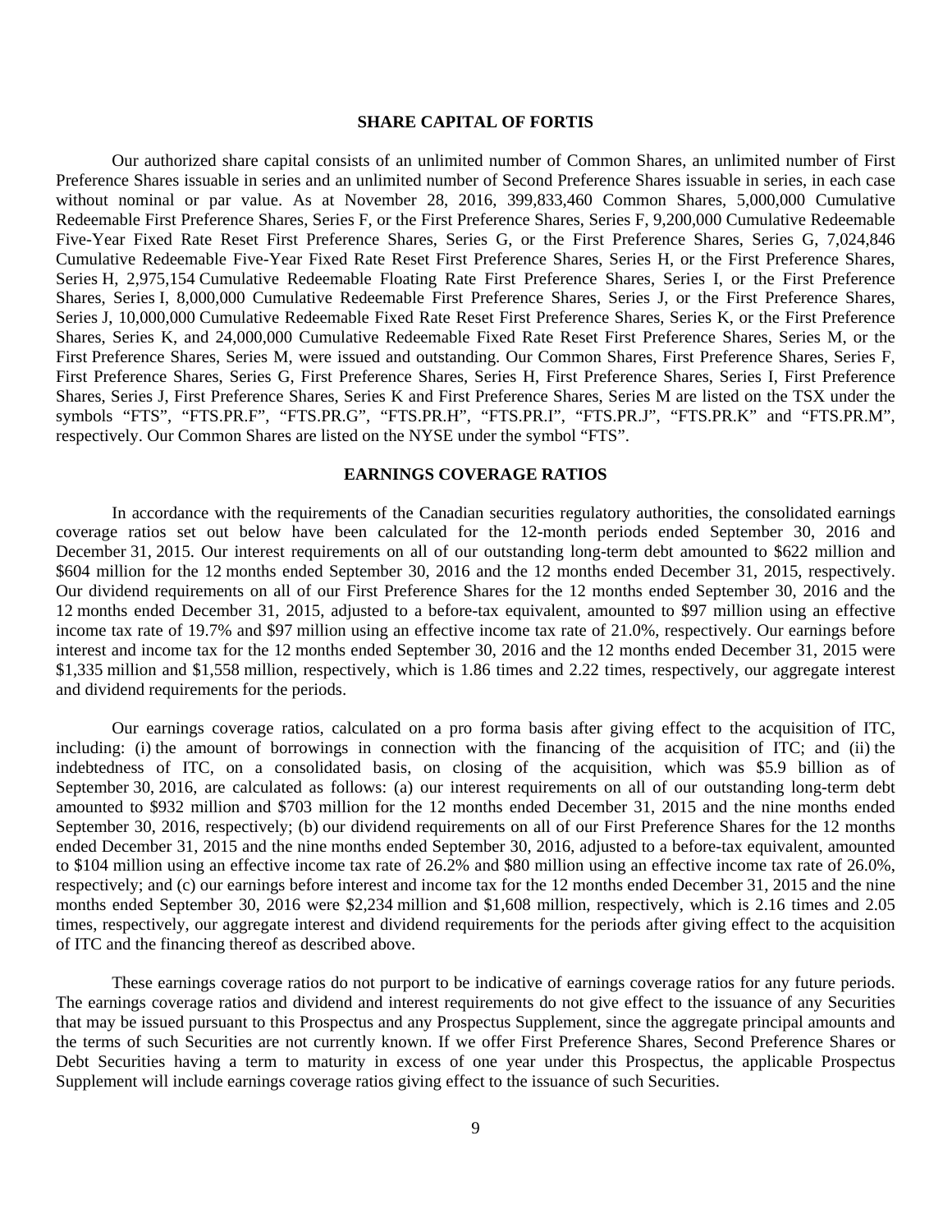## SHARE CAPITAL OF FORTIS

Our authorized share capital consists of an unlimited number of Common Shares, an unlimited number of First Preference Shares issuable in series and an unlimited number of Second Preference Shares issuable in series, in each case without nominal or par value. As at November 28, 2016, 399,833,460 Common Shares, 5,000,000 Cumulative Redeemable First Preference Shares, Series F, or the First Preference Shares, Series F, 9,200,000 Cumulative Redeemable Five-Year Fixed Rate Reset First Preference Shares, Series G, or the First Preference Shares, Series G, 7,024,846 Cumulative Redeemable Five-Year Fixed Rate Reset First Preference Shares, Series H, or the First Preference Shares, Series H, 2,975,154 Cumulative Redeemable Floating Rate First Preference Shares, Series I, or the First Preference Shares, Series I, 8,000,000 Cumulative Redeemable First Preference Shares, Series J, or the First Preference Shares, Series J, 10,000,000 Cumulative Redeemable Fixed Rate Reset First Preference Shares, Series K, or the First Preference Shares, Series K, and 24,000,000 Cumulative Redeemable Fixed Rate Reset First Preference Shares, Series M, or the First Preference Shares, Series M, were issued and outstanding. Our Common Shares, First Preference Shares, Series F, First Preference Shares, Series G, First Preference Shares, Series H, First Preference Shares, Series I, First Preference Shares, Series J, First Preference Shares, Series K and First Preference Shares, Series M are listed on the TSX under the symbols "FTS", "FTS.PR.F", "FTS.PR.G", "FTS.PR.H", "FTS.PR.I", "FTS.PR.J", "FTS.PR.K" and "FTS.PR.M", respectively. Our Common Shares are listed on the NYSE under the symbol "FTS".

## EARNINGS COVERAGE RATIOS

In accordance with the requirements of the Canadian securities regulatory authorities, the consolidated earnings coverage ratios set out below have been calculated for the 12-month periods ended September 30, 2016 and December 31, 2015. Our interest requirements on all of our outstanding long-term debt amounted to $622 million and $604 million for the 12 months ended September 30, 2016 and the 12 months ended December 31, 2015, respectively. Our dividend requirements on all of our First Preference Shares for the 12 months ended September 30, 2016 and the 12 months ended December 31, 2015, adjusted to a before-tax equivalent, amounted to $97 million using an effective income tax rate of 19.7% and $97 million using an effective income tax rate of 21.0%, respectively. Our earnings before interest and income tax for the 12 months ended September 30, 2016 and the 12 months ended December 31, 2015 were $1,335 million and $1,558 million, respectively, which is 1.86 times and 2.22 times, respectively, our aggregate interest and dividend requirements for the periods.

Our earnings coverage ratios, calculated on a pro forma basis after giving effect to the acquisition of ITC, including: (i) the amount of borrowings in connection with the financing of the acquisition of ITC; and (ii) the indebtedness of ITC, on a consolidated basis, on closing of the acquisition, which was $5.9 billion as of September 30, 2016, are calculated as follows: (a) our interest requirements on all of our outstanding long-term debt amounted to $932 million and $703 million for the 12 months ended December 31, 2015 and the nine months ended September 30, 2016, respectively; (b) our dividend requirements on all of our First Preference Shares for the 12 months ended December 31, 2015 and the nine months ended September 30, 2016, adjusted to a before-tax equivalent, amounted to $104 million using an effective income tax rate of 26.2% and $80 million using an effective income tax rate of 26.0%, respectively; and (c) our earnings before interest and income tax for the 12 months ended December 31, 2015 and the nine months ended September 30, 2016 were $2,234 million and $1,608 million, respectively, which is 2.16 times and 2.05 times, respectively, our aggregate interest and dividend requirements for the periods after giving effect to the acquisition of ITC and the financing thereof as described above.

These earnings coverage ratios do not purport to be indicative of earnings coverage ratios for any future periods. The earnings coverage ratios and dividend and interest requirements do not give effect to the issuance of any Securities that may be issued pursuant to this Prospectus and any Prospectus Supplement, since the aggregate principal amounts and the terms of such Securities are not currently known. If we offer First Preference Shares, Second Preference Shares or Debt Securities having a term to maturity in excess of one year under this Prospectus, the applicable Prospectus Supplement will include earnings coverage ratios giving effect to the issuance of such Securities.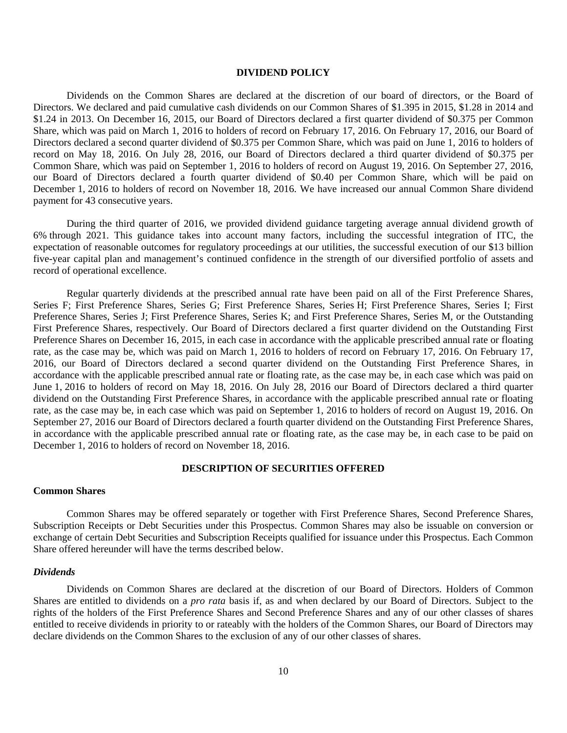## DIVIDEND POLICY

Dividends on the Common Shares are declared at the discretion of our board of directors, or the Board of Directors. We declared and paid cumulative cash dividends on our Common Shares of $1.395 in 2015, $1.28 in 2014 and $1.24 in 2013. On December 16, 2015, our Board of Directors declared a first quarter dividend of $0.375 per Common Share, which was paid on March 1, 2016 to holders of record on February 17, 2016. On February 17, 2016, our Board of Directors declared a second quarter dividend of $0.375 per Common Share, which was paid on June 1, 2016 to holders of record on May 18, 2016. On July 28, 2016, our Board of Directors declared a third quarter dividend of $0.375 per Common Share, which was paid on September 1, 2016 to holders of record on August 19, 2016. On September 27, 2016, our Board of Directors declared a fourth quarter dividend of $0.40 per Common Share, which will be paid on December 1, 2016 to holders of record on November 18, 2016. We have increased our annual Common Share dividend payment for 43 consecutive years.

During the third quarter of 2016, we provided dividend guidance targeting average annual dividend growth of 6% through 2021. This guidance takes into account many factors, including the successful integration of ITC, the expectation of reasonable outcomes for regulatory proceedings at our utilities, the successful execution of our $13 billion five-year capital plan and management's continued confidence in the strength of our diversified portfolio of assets and record of operational excellence.

Regular quarterly dividends at the prescribed annual rate have been paid on all of the First Preference Shares, Series F; First Preference Shares, Series G; First Preference Shares, Series H; First Preference Shares, Series I; First Preference Shares, Series J; First Preference Shares, Series K; and First Preference Shares, Series M, or the Outstanding First Preference Shares, respectively. Our Board of Directors declared a first quarter dividend on the Outstanding First Preference Shares on December 16, 2015, in each case in accordance with the applicable prescribed annual rate or floating rate, as the case may be, which was paid on March 1, 2016 to holders of record on February 17, 2016. On February 17, 2016, our Board of Directors declared a second quarter dividend on the Outstanding First Preference Shares, in accordance with the applicable prescribed annual rate or floating rate, as the case may be, in each case which was paid on June 1, 2016 to holders of record on May 18, 2016. On July 28, 2016 our Board of Directors declared a third quarter dividend on the Outstanding First Preference Shares, in accordance with the applicable prescribed annual rate or floating rate, as the case may be, in each case which was paid on September 1, 2016 to holders of record on August 19, 2016. On September 27, 2016 our Board of Directors declared a fourth quarter dividend on the Outstanding First Preference Shares, in accordance with the applicable prescribed annual rate or floating rate, as the case may be, in each case to be paid on December 1, 2016 to holders of record on November 18, 2016.

## DESCRIPTION OF SECURITIES OFFERED

### Common Shares

Common Shares may be offered separately or together with First Preference Shares, Second Preference Shares, Subscription Receipts or Debt Securities under this Prospectus. Common Shares may also be issuable on conversion or exchange of certain Debt Securities and Subscription Receipts qualified for issuance under this Prospectus. Each Common Share offered hereunder will have the terms described below.

#### *Dividends*

Dividends on Common Shares are declared at the discretion of our Board of Directors. Holders of Common Shares are entitled to dividends on a *pro rata* basis if, as and when declared by our Board of Directors. Subject to the rights of the holders of the First Preference Shares and Second Preference Shares and any of our other classes of shares entitled to receive dividends in priority to or rateably with the holders of the Common Shares, our Board of Directors may declare dividends on the Common Shares to the exclusion of any of our other classes of shares.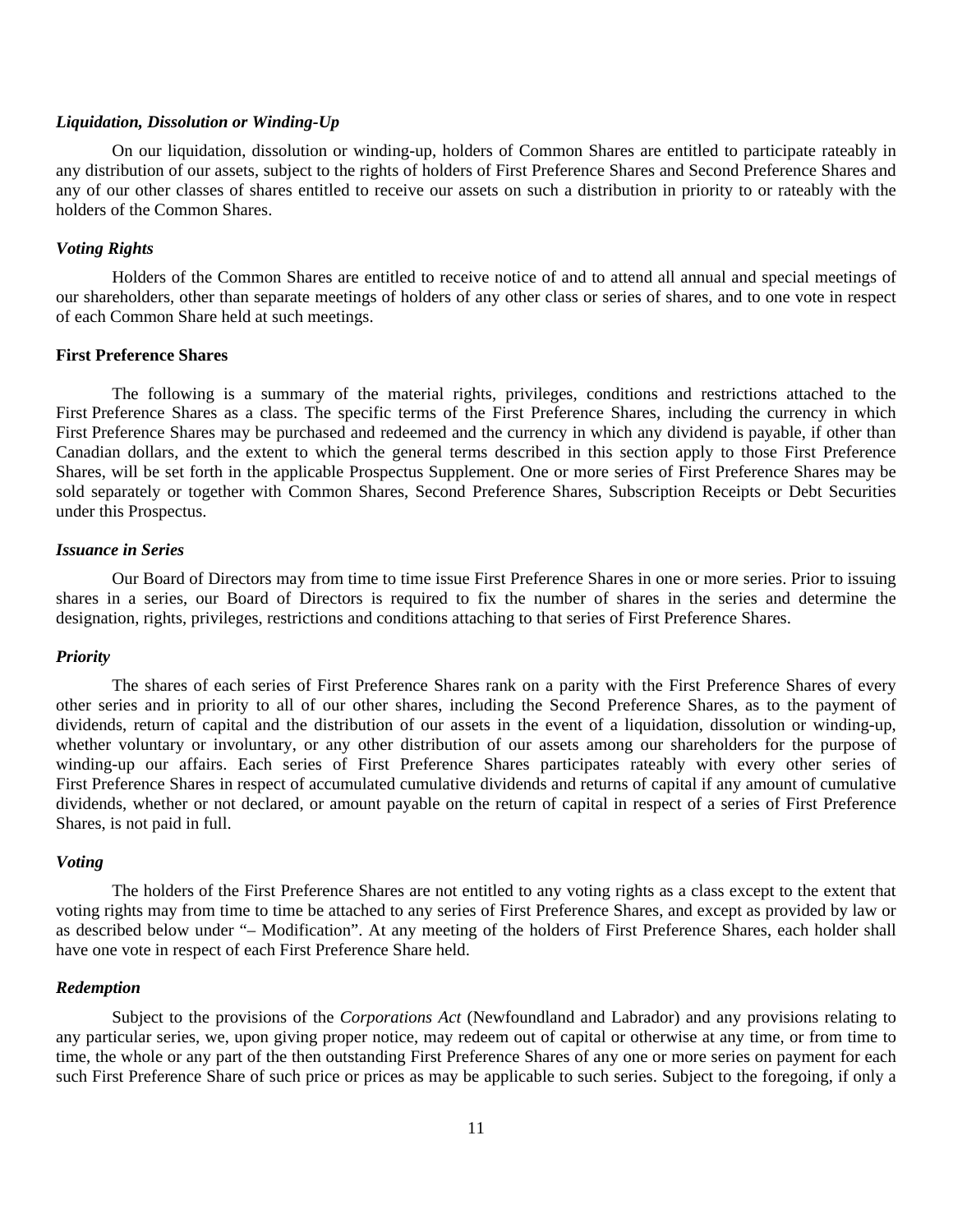### *Liquidation, Dissolution or Winding-Up*

On our liquidation, dissolution or winding-up, holders of Common Shares are entitled to participate rateably in any distribution of our assets, subject to the rights of holders of First Preference Shares and Second Preference Shares and any of our other classes of shares entitled to receive our assets on such a distribution in priority to or rateably with the holders of the Common Shares.

### *Voting Rights*

Holders of the Common Shares are entitled to receive notice of and to attend all annual and special meetings of our shareholders, other than separate meetings of holders of any other class or series of shares, and to one vote in respect of each Common Share held at such meetings.

## First Preference Shares

The following is a summary of the material rights, privileges, conditions and restrictions attached to the First Preference Shares as a class. The specific terms of the First Preference Shares, including the currency in which First Preference Shares may be purchased and redeemed and the currency in which any dividend is payable, if other than Canadian dollars, and the extent to which the general terms described in this section apply to those First Preference Shares, will be set forth in the applicable Prospectus Supplement. One or more series of First Preference Shares may be sold separately or together with Common Shares, Second Preference Shares, Subscription Receipts or Debt Securities under this Prospectus.

### *Issuance in Series*

Our Board of Directors may from time to time issue First Preference Shares in one or more series. Prior to issuing shares in a series, our Board of Directors is required to fix the number of shares in the series and determine the designation, rights, privileges, restrictions and conditions attaching to that series of First Preference Shares.

### *Priority*

The shares of each series of First Preference Shares rank on a parity with the First Preference Shares of every other series and in priority to all of our other shares, including the Second Preference Shares, as to the payment of dividends, return of capital and the distribution of our assets in the event of a liquidation, dissolution or winding-up, whether voluntary or involuntary, or any other distribution of our assets among our shareholders for the purpose of winding-up our affairs. Each series of First Preference Shares participates rateably with every other series of First Preference Shares in respect of accumulated cumulative dividends and returns of capital if any amount of cumulative dividends, whether or not declared, or amount payable on the return of capital in respect of a series of First Preference Shares, is not paid in full.

### *Voting*

The holders of the First Preference Shares are not entitled to any voting rights as a class except to the extent that voting rights may from time to time be attached to any series of First Preference Shares, and except as provided by law or as described below under "– Modification". At any meeting of the holders of First Preference Shares, each holder shall have one vote in respect of each First Preference Share held.

### *Redemption*

Subject to the provisions of the *Corporations Act* (Newfoundland and Labrador) and any provisions relating to any particular series, we, upon giving proper notice, may redeem out of capital or otherwise at any time, or from time to time, the whole or any part of the then outstanding First Preference Shares of any one or more series on payment for each such First Preference Share of such price or prices as may be applicable to such series. Subject to the foregoing, if only a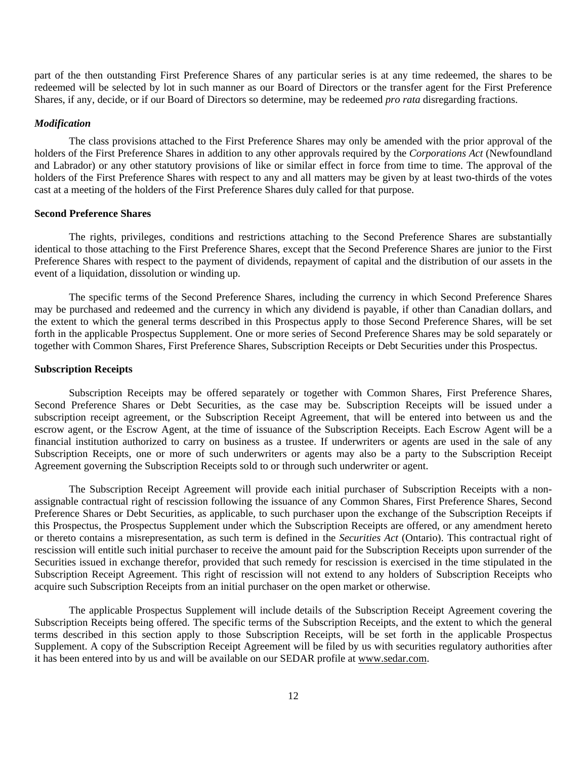part of the then outstanding First Preference Shares of any particular series is at any time redeemed, the shares to be redeemed will be selected by lot in such manner as our Board of Directors or the transfer agent for the First Preference Shares, if any, decide, or if our Board of Directors so determine, may be redeemed *pro rata* disregarding fractions.

#### *Modification*

The class provisions attached to the First Preference Shares may only be amended with the prior approval of the holders of the First Preference Shares in addition to any other approvals required by the *Corporations Act* (Newfoundland and Labrador) or any other statutory provisions of like or similar effect in force from time to time. The approval of the holders of the First Preference Shares with respect to any and all matters may be given by at least two-thirds of the votes cast at a meeting of the holders of the First Preference Shares duly called for that purpose.

### Second Preference Shares

The rights, privileges, conditions and restrictions attaching to the Second Preference Shares are substantially identical to those attaching to the First Preference Shares, except that the Second Preference Shares are junior to the First Preference Shares with respect to the payment of dividends, repayment of capital and the distribution of our assets in the event of a liquidation, dissolution or winding up.

The specific terms of the Second Preference Shares, including the currency in which Second Preference Shares may be purchased and redeemed and the currency in which any dividend is payable, if other than Canadian dollars, and the extent to which the general terms described in this Prospectus apply to those Second Preference Shares, will be set forth in the applicable Prospectus Supplement. One or more series of Second Preference Shares may be sold separately or together with Common Shares, First Preference Shares, Subscription Receipts or Debt Securities under this Prospectus.

### Subscription Receipts

Subscription Receipts may be offered separately or together with Common Shares, First Preference Shares, Second Preference Shares or Debt Securities, as the case may be. Subscription Receipts will be issued under a subscription receipt agreement, or the Subscription Receipt Agreement, that will be entered into between us and the escrow agent, or the Escrow Agent, at the time of issuance of the Subscription Receipts. Each Escrow Agent will be a financial institution authorized to carry on business as a trustee. If underwriters or agents are used in the sale of any Subscription Receipts, one or more of such underwriters or agents may also be a party to the Subscription Receipt Agreement governing the Subscription Receipts sold to or through such underwriter or agent.

The Subscription Receipt Agreement will provide each initial purchaser of Subscription Receipts with a non-assignable contractual right of rescission following the issuance of any Common Shares, First Preference Shares, Second Preference Shares or Debt Securities, as applicable, to such purchaser upon the exchange of the Subscription Receipts if this Prospectus, the Prospectus Supplement under which the Subscription Receipts are offered, or any amendment hereto or thereto contains a misrepresentation, as such term is defined in the *Securities Act* (Ontario). This contractual right of rescission will entitle such initial purchaser to receive the amount paid for the Subscription Receipts upon surrender of the Securities issued in exchange therefor, provided that such remedy for rescission is exercised in the time stipulated in the Subscription Receipt Agreement. This right of rescission will not extend to any holders of Subscription Receipts who acquire such Subscription Receipts from an initial purchaser on the open market or otherwise.

The applicable Prospectus Supplement will include details of the Subscription Receipt Agreement covering the Subscription Receipts being offered. The specific terms of the Subscription Receipts, and the extent to which the general terms described in this section apply to those Subscription Receipts, will be set forth in the applicable Prospectus Supplement. A copy of the Subscription Receipt Agreement will be filed by us with securities regulatory authorities after it has been entered into by us and will be available on our SEDAR profile at www.sedar.com.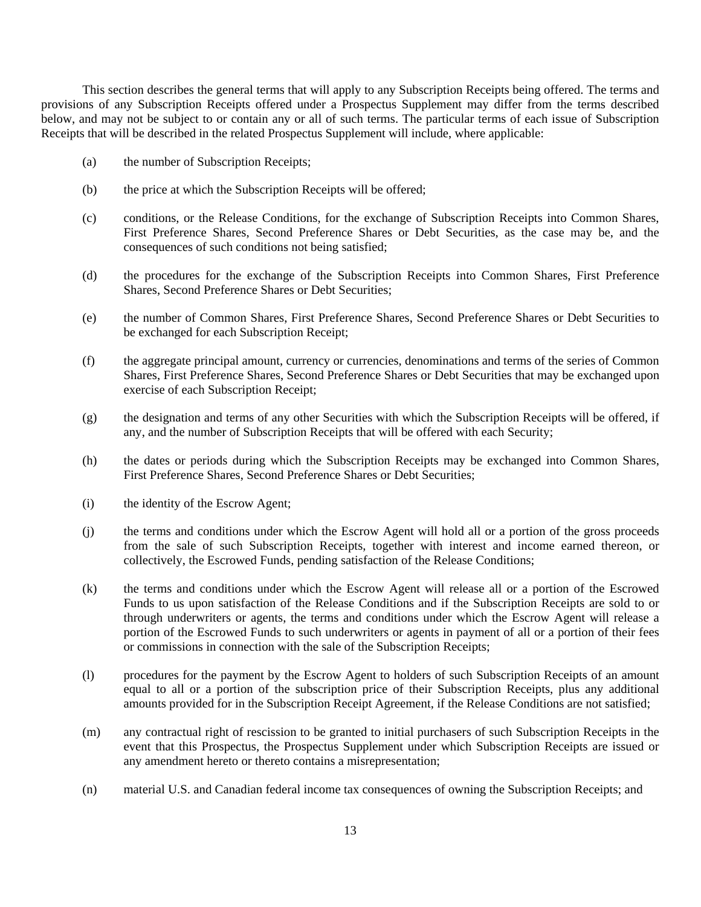This section describes the general terms that will apply to any Subscription Receipts being offered. The terms and provisions of any Subscription Receipts offered under a Prospectus Supplement may differ from the terms described below, and may not be subject to or contain any or all of such terms. The particular terms of each issue of Subscription Receipts that will be described in the related Prospectus Supplement will include, where applicable:

(a) the number of Subscription Receipts;

(b) the price at which the Subscription Receipts will be offered;

(c) conditions, or the Release Conditions, for the exchange of Subscription Receipts into Common Shares, First Preference Shares, Second Preference Shares or Debt Securities, as the case may be, and the consequences of such conditions not being satisfied;

(d) the procedures for the exchange of the Subscription Receipts into Common Shares, First Preference Shares, Second Preference Shares or Debt Securities;

(e) the number of Common Shares, First Preference Shares, Second Preference Shares or Debt Securities to be exchanged for each Subscription Receipt;

(f) the aggregate principal amount, currency or currencies, denominations and terms of the series of Common Shares, First Preference Shares, Second Preference Shares or Debt Securities that may be exchanged upon exercise of each Subscription Receipt;

(g) the designation and terms of any other Securities with which the Subscription Receipts will be offered, if any, and the number of Subscription Receipts that will be offered with each Security;

(h) the dates or periods during which the Subscription Receipts may be exchanged into Common Shares, First Preference Shares, Second Preference Shares or Debt Securities;

(i) the identity of the Escrow Agent;

(j) the terms and conditions under which the Escrow Agent will hold all or a portion of the gross proceeds from the sale of such Subscription Receipts, together with interest and income earned thereon, or collectively, the Escrowed Funds, pending satisfaction of the Release Conditions;

(k) the terms and conditions under which the Escrow Agent will release all or a portion of the Escrowed Funds to us upon satisfaction of the Release Conditions and if the Subscription Receipts are sold to or through underwriters or agents, the terms and conditions under which the Escrow Agent will release a portion of the Escrowed Funds to such underwriters or agents in payment of all or a portion of their fees or commissions in connection with the sale of the Subscription Receipts;

(l) procedures for the payment by the Escrow Agent to holders of such Subscription Receipts of an amount equal to all or a portion of the subscription price of their Subscription Receipts, plus any additional amounts provided for in the Subscription Receipt Agreement, if the Release Conditions are not satisfied;

(m) any contractual right of rescission to be granted to initial purchasers of such Subscription Receipts in the event that this Prospectus, the Prospectus Supplement under which Subscription Receipts are issued or any amendment hereto or thereto contains a misrepresentation;

(n) material U.S. and Canadian federal income tax consequences of owning the Subscription Receipts; and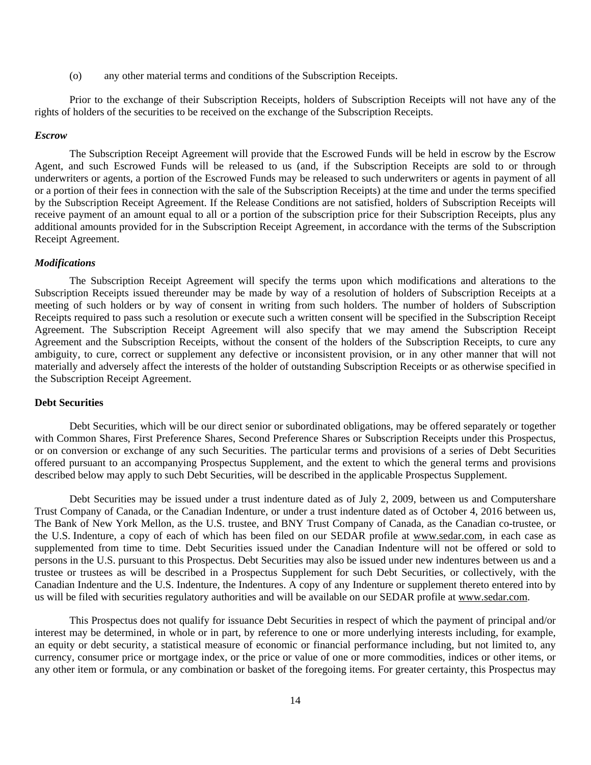(o) any other material terms and conditions of the Subscription Receipts.

Prior to the exchange of their Subscription Receipts, holders of Subscription Receipts will not have any of the rights of holders of the securities to be received on the exchange of the Subscription Receipts.

***Escrow***

The Subscription Receipt Agreement will provide that the Escrowed Funds will be held in escrow by the Escrow Agent, and such Escrowed Funds will be released to us (and, if the Subscription Receipts are sold to or through underwriters or agents, a portion of the Escrowed Funds may be released to such underwriters or agents in payment of all or a portion of their fees in connection with the sale of the Subscription Receipts) at the time and under the terms specified by the Subscription Receipt Agreement. If the Release Conditions are not satisfied, holders of Subscription Receipts will receive payment of an amount equal to all or a portion of the subscription price for their Subscription Receipts, plus any additional amounts provided for in the Subscription Receipt Agreement, in accordance with the terms of the Subscription Receipt Agreement.

***Modifications***

The Subscription Receipt Agreement will specify the terms upon which modifications and alterations to the Subscription Receipts issued thereunder may be made by way of a resolution of holders of Subscription Receipts at a meeting of such holders or by way of consent in writing from such holders. The number of holders of Subscription Receipts required to pass such a resolution or execute such a written consent will be specified in the Subscription Receipt Agreement. The Subscription Receipt Agreement will also specify that we may amend the Subscription Receipt Agreement and the Subscription Receipts, without the consent of the holders of the Subscription Receipts, to cure any ambiguity, to cure, correct or supplement any defective or inconsistent provision, or in any other manner that will not materially and adversely affect the interests of the holder of outstanding Subscription Receipts or as otherwise specified in the Subscription Receipt Agreement.

**Debt Securities**

Debt Securities, which will be our direct senior or subordinated obligations, may be offered separately or together with Common Shares, First Preference Shares, Second Preference Shares or Subscription Receipts under this Prospectus, or on conversion or exchange of any such Securities. The particular terms and provisions of a series of Debt Securities offered pursuant to an accompanying Prospectus Supplement, and the extent to which the general terms and provisions described below may apply to such Debt Securities, will be described in the applicable Prospectus Supplement.

Debt Securities may be issued under a trust indenture dated as of July 2, 2009, between us and Computershare Trust Company of Canada, or the Canadian Indenture, or under a trust indenture dated as of October 4, 2016 between us, The Bank of New York Mellon, as the U.S. trustee, and BNY Trust Company of Canada, as the Canadian co-trustee, or the U.S. Indenture, a copy of each of which has been filed on our SEDAR profile at www.sedar.com, in each case as supplemented from time to time. Debt Securities issued under the Canadian Indenture will not be offered or sold to persons in the U.S. pursuant to this Prospectus. Debt Securities may also be issued under new indentures between us and a trustee or trustees as will be described in a Prospectus Supplement for such Debt Securities, or collectively, with the Canadian Indenture and the U.S. Indenture, the Indentures. A copy of any Indenture or supplement thereto entered into by us will be filed with securities regulatory authorities and will be available on our SEDAR profile at www.sedar.com.

This Prospectus does not qualify for issuance Debt Securities in respect of which the payment of principal and/or interest may be determined, in whole or in part, by reference to one or more underlying interests including, for example, an equity or debt security, a statistical measure of economic or financial performance including, but not limited to, any currency, consumer price or mortgage index, or the price or value of one or more commodities, indices or other items, or any other item or formula, or any combination or basket of the foregoing items. For greater certainty, this Prospectus may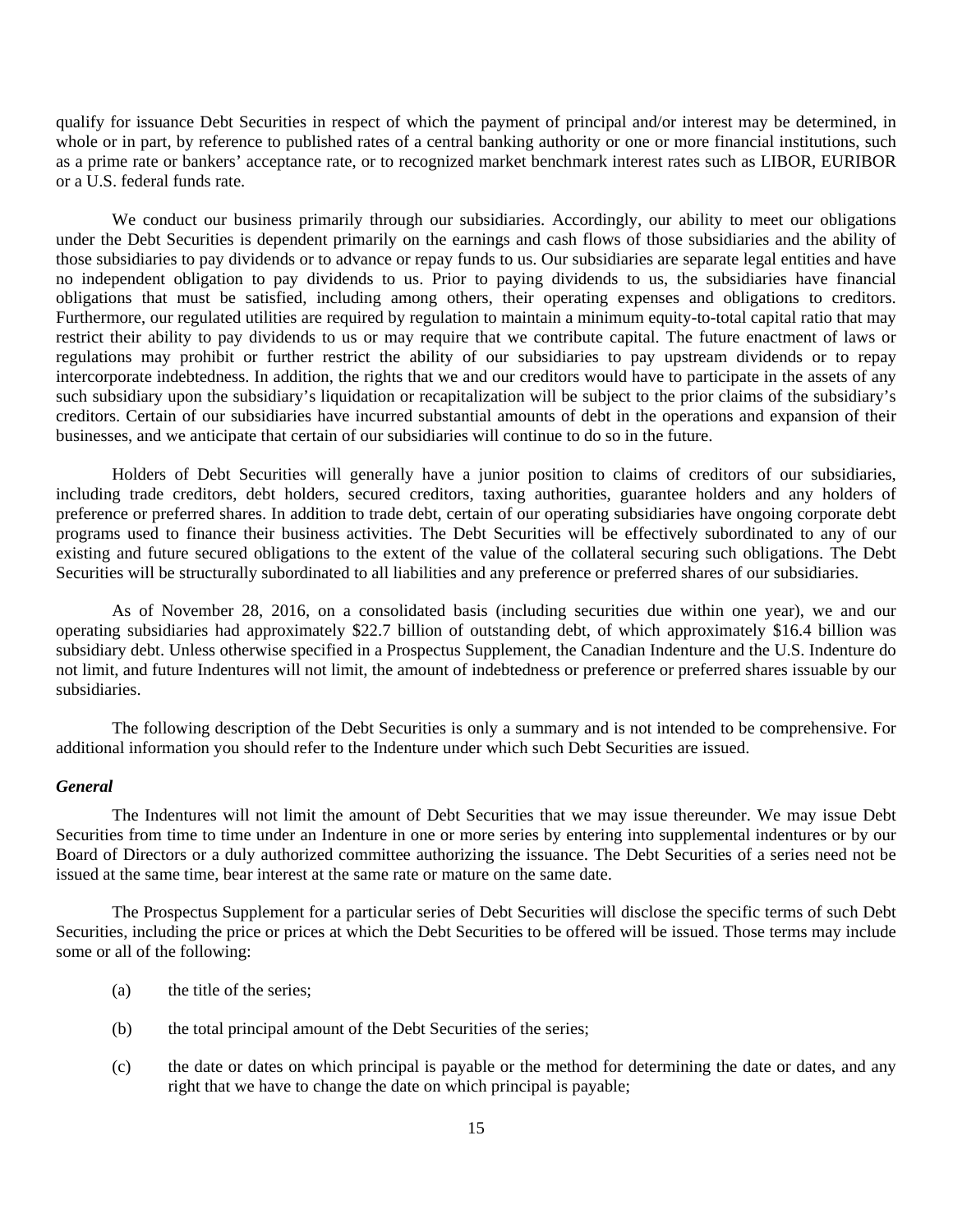qualify for issuance Debt Securities in respect of which the payment of principal and/or interest may be determined, in whole or in part, by reference to published rates of a central banking authority or one or more financial institutions, such as a prime rate or bankers' acceptance rate, or to recognized market benchmark interest rates such as LIBOR, EURIBOR or a U.S. federal funds rate.

We conduct our business primarily through our subsidiaries. Accordingly, our ability to meet our obligations under the Debt Securities is dependent primarily on the earnings and cash flows of those subsidiaries and the ability of those subsidiaries to pay dividends or to advance or repay funds to us. Our subsidiaries are separate legal entities and have no independent obligation to pay dividends to us. Prior to paying dividends to us, the subsidiaries have financial obligations that must be satisfied, including among others, their operating expenses and obligations to creditors. Furthermore, our regulated utilities are required by regulation to maintain a minimum equity-to-total capital ratio that may restrict their ability to pay dividends to us or may require that we contribute capital. The future enactment of laws or regulations may prohibit or further restrict the ability of our subsidiaries to pay upstream dividends or to repay intercorporate indebtedness. In addition, the rights that we and our creditors would have to participate in the assets of any such subsidiary upon the subsidiary's liquidation or recapitalization will be subject to the prior claims of the subsidiary's creditors. Certain of our subsidiaries have incurred substantial amounts of debt in the operations and expansion of their businesses, and we anticipate that certain of our subsidiaries will continue to do so in the future.

Holders of Debt Securities will generally have a junior position to claims of creditors of our subsidiaries, including trade creditors, debt holders, secured creditors, taxing authorities, guarantee holders and any holders of preference or preferred shares. In addition to trade debt, certain of our operating subsidiaries have ongoing corporate debt programs used to finance their business activities. The Debt Securities will be effectively subordinated to any of our existing and future secured obligations to the extent of the value of the collateral securing such obligations. The Debt Securities will be structurally subordinated to all liabilities and any preference or preferred shares of our subsidiaries.

As of November 28, 2016, on a consolidated basis (including securities due within one year), we and our operating subsidiaries had approximately $22.7 billion of outstanding debt, of which approximately $16.4 billion was subsidiary debt. Unless otherwise specified in a Prospectus Supplement, the Canadian Indenture and the U.S. Indenture do not limit, and future Indentures will not limit, the amount of indebtedness or preference or preferred shares issuable by our subsidiaries.

The following description of the Debt Securities is only a summary and is not intended to be comprehensive. For additional information you should refer to the Indenture under which such Debt Securities are issued.

***General***

The Indentures will not limit the amount of Debt Securities that we may issue thereunder. We may issue Debt Securities from time to time under an Indenture in one or more series by entering into supplemental indentures or by our Board of Directors or a duly authorized committee authorizing the issuance. The Debt Securities of a series need not be issued at the same time, bear interest at the same rate or mature on the same date.

The Prospectus Supplement for a particular series of Debt Securities will disclose the specific terms of such Debt Securities, including the price or prices at which the Debt Securities to be offered will be issued. Those terms may include some or all of the following:

(a) the title of the series;

(b) the total principal amount of the Debt Securities of the series;

(c) the date or dates on which principal is payable or the method for determining the date or dates, and any right that we have to change the date on which principal is payable;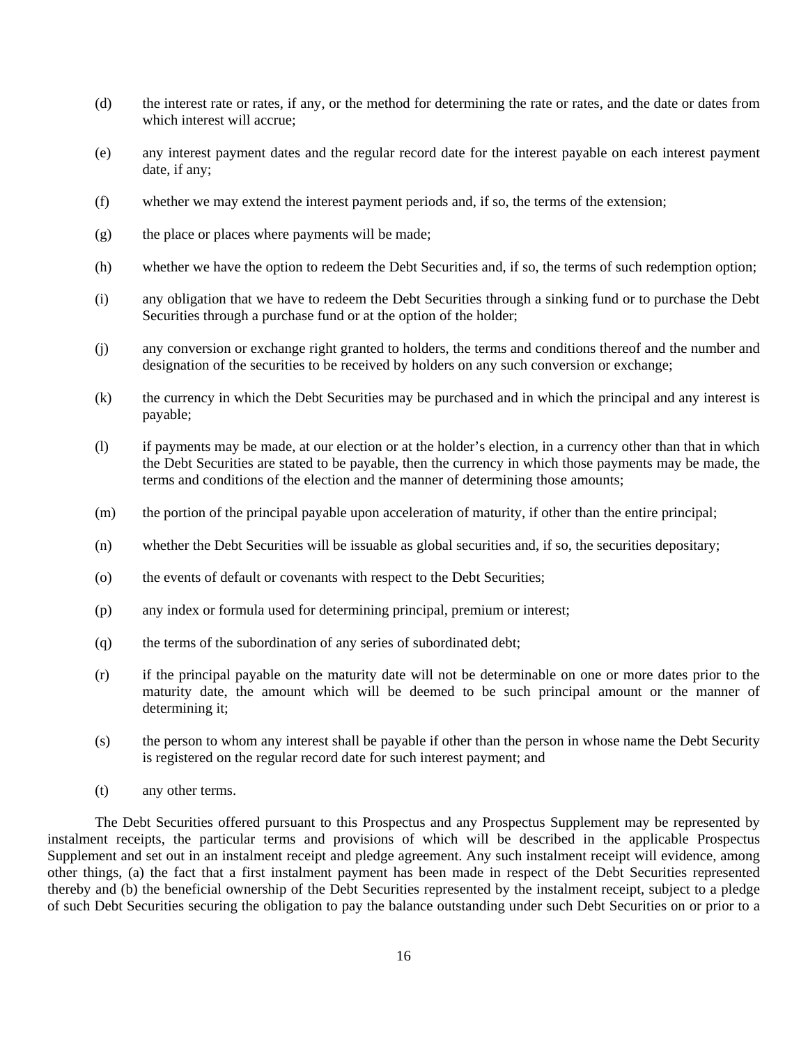(d) the interest rate or rates, if any, or the method for determining the rate or rates, and the date or dates from which interest will accrue;

(e) any interest payment dates and the regular record date for the interest payable on each interest payment date, if any;

(f) whether we may extend the interest payment periods and, if so, the terms of the extension;

(g) the place or places where payments will be made;

(h) whether we have the option to redeem the Debt Securities and, if so, the terms of such redemption option;

(i) any obligation that we have to redeem the Debt Securities through a sinking fund or to purchase the Debt Securities through a purchase fund or at the option of the holder;

(j) any conversion or exchange right granted to holders, the terms and conditions thereof and the number and designation of the securities to be received by holders on any such conversion or exchange;

(k) the currency in which the Debt Securities may be purchased and in which the principal and any interest is payable;

(l) if payments may be made, at our election or at the holder's election, in a currency other than that in which the Debt Securities are stated to be payable, then the currency in which those payments may be made, the terms and conditions of the election and the manner of determining those amounts;

(m) the portion of the principal payable upon acceleration of maturity, if other than the entire principal;

(n) whether the Debt Securities will be issuable as global securities and, if so, the securities depositary;

(o) the events of default or covenants with respect to the Debt Securities;

(p) any index or formula used for determining principal, premium or interest;

(q) the terms of the subordination of any series of subordinated debt;

(r) if the principal payable on the maturity date will not be determinable on one or more dates prior to the maturity date, the amount which will be deemed to be such principal amount or the manner of determining it;

(s) the person to whom any interest shall be payable if other than the person in whose name the Debt Security is registered on the regular record date for such interest payment; and

(t) any other terms.

The Debt Securities offered pursuant to this Prospectus and any Prospectus Supplement may be represented by instalment receipts, the particular terms and provisions of which will be described in the applicable Prospectus Supplement and set out in an instalment receipt and pledge agreement. Any such instalment receipt will evidence, among other things, (a) the fact that a first instalment payment has been made in respect of the Debt Securities represented thereby and (b) the beneficial ownership of the Debt Securities represented by the instalment receipt, subject to a pledge of such Debt Securities securing the obligation to pay the balance outstanding under such Debt Securities on or prior to a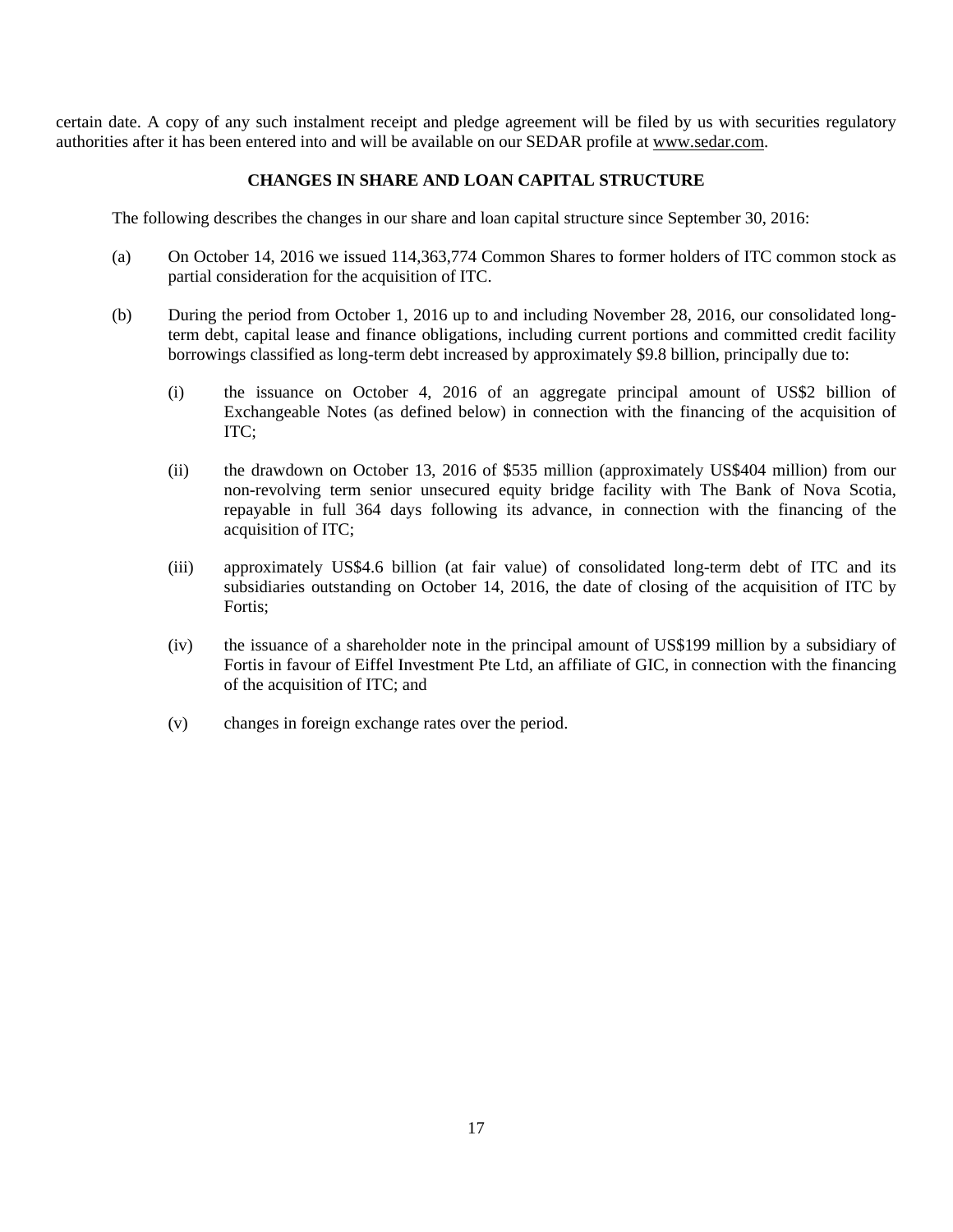certain date. A copy of any such instalment receipt and pledge agreement will be filed by us with securities regulatory authorities after it has been entered into and will be available on our SEDAR profile at www.sedar.com.

## CHANGES IN SHARE AND LOAN CAPITAL STRUCTURE

The following describes the changes in our share and loan capital structure since September 30, 2016:

(a) On October 14, 2016 we issued 114,363,774 Common Shares to former holders of ITC common stock as partial consideration for the acquisition of ITC.

(b) During the period from October 1, 2016 up to and including November 28, 2016, our consolidated long-term debt, capital lease and finance obligations, including current portions and committed credit facility borrowings classified as long-term debt increased by approximately $9.8 billion, principally due to:

  (i) the issuance on October 4, 2016 of an aggregate principal amount of US$2 billion of Exchangeable Notes (as defined below) in connection with the financing of the acquisition of ITC;

  (ii) the drawdown on October 13, 2016 of $535 million (approximately US$404 million) from our non-revolving term senior unsecured equity bridge facility with The Bank of Nova Scotia, repayable in full 364 days following its advance, in connection with the financing of the acquisition of ITC;

  (iii) approximately US$4.6 billion (at fair value) of consolidated long-term debt of ITC and its subsidiaries outstanding on October 14, 2016, the date of closing of the acquisition of ITC by Fortis;

  (iv) the issuance of a shareholder note in the principal amount of US$199 million by a subsidiary of Fortis in favour of Eiffel Investment Pte Ltd, an affiliate of GIC, in connection with the financing of the acquisition of ITC; and

  (v) changes in foreign exchange rates over the period.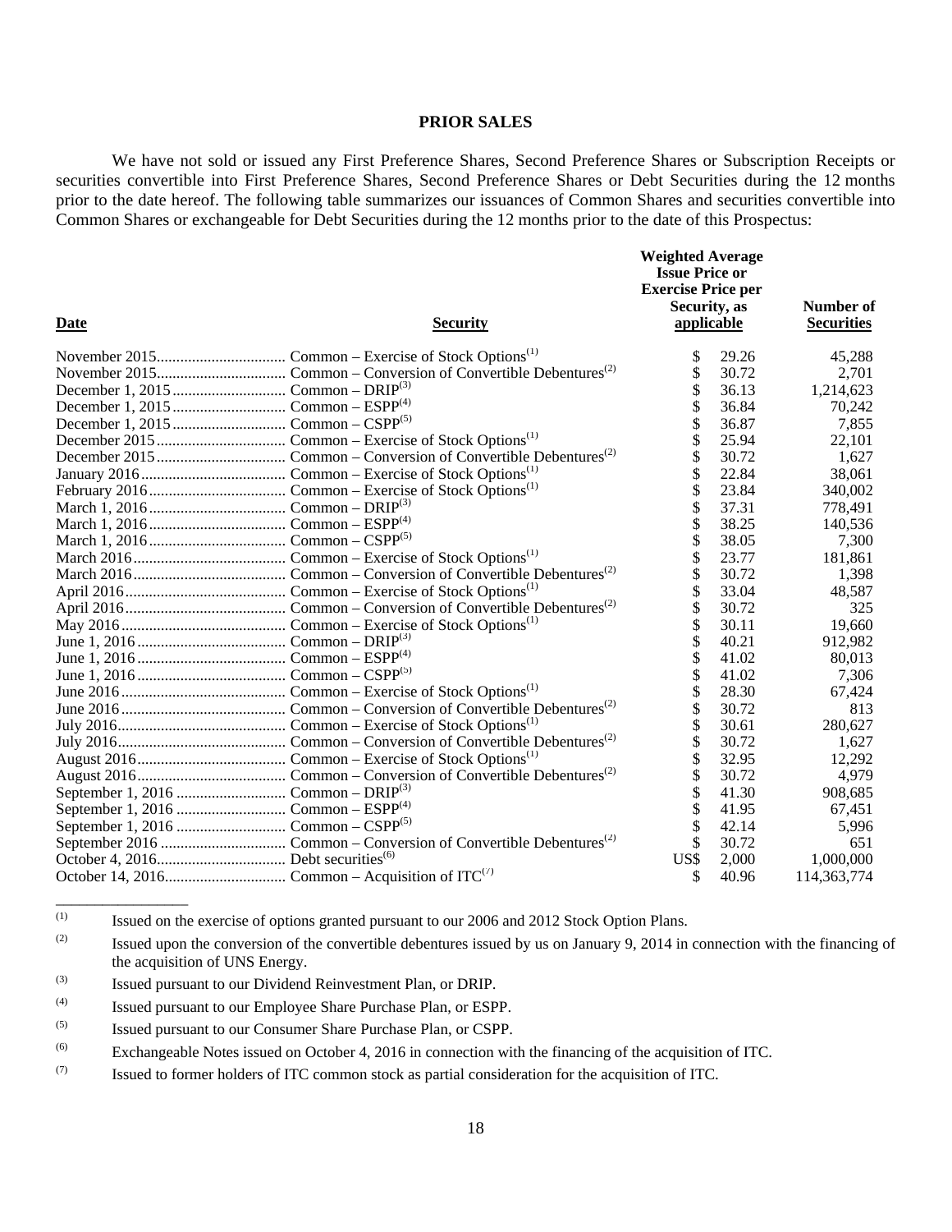## PRIOR SALES

We have not sold or issued any First Preference Shares, Second Preference Shares or Subscription Receipts or securities convertible into First Preference Shares, Second Preference Shares or Debt Securities during the 12 months prior to the date hereof. The following table summarizes our issuances of Common Shares and securities convertible into Common Shares or exchangeable for Debt Securities during the 12 months prior to the date of this Prospectus:

| Date | Security | Weighted Average Issue Price or Exercise Price per Security, as applicable | Number of Securities |
|---|---|---|---|
| November 2015 | Common – Exercise of Stock Options[(1)] | $ 29.26 | 45,288 |
| November 2015 | Common – Conversion of Convertible Debentures[(2)] | $ 30.72 | 2,701 |
| December 1, 2015 | Common – DRIP[(3)] | $ 36.13 | 1,214,623 |
| December 1, 2015 | Common – ESPP[(4)] | $ 36.84 | 70,242 |
| December 1, 2015 | Common – CSPP[(5)] | $ 36.87 | 7,855 |
| December 2015 | Common – Exercise of Stock Options[(1)] | $ 25.94 | 22,101 |
| December 2015 | Common – Conversion of Convertible Debentures[(2)] | $ 30.72 | 1,627 |
| January 2016 | Common – Exercise of Stock Options[(1)] | $ 22.84 | 38,061 |
| February 2016 | Common – Exercise of Stock Options[(1)] | $ 23.84 | 340,002 |
| March 1, 2016 | Common – DRIP[(3)] | $ 37.31 | 778,491 |
| March 1, 2016 | Common – ESPP[(4)] | $ 38.25 | 140,536 |
| March 1, 2016 | Common – CSPP[(5)] | $ 38.05 | 7,300 |
| March 2016 | Common – Exercise of Stock Options[(1)] | $ 23.77 | 181,861 |
| March 2016 | Common – Conversion of Convertible Debentures[(2)] | $ 30.72 | 1,398 |
| April 2016 | Common – Exercise of Stock Options[(1)] | $ 33.04 | 48,587 |
| April 2016 | Common – Conversion of Convertible Debentures[(2)] | $ 30.72 | 325 |
| May 2016 | Common – Exercise of Stock Options[(1)] | $ 30.11 | 19,660 |
| June 1, 2016 | Common – DRIP[(3)] | $ 40.21 | 912,982 |
| June 1, 2016 | Common – ESPP[(4)] | $ 41.02 | 80,013 |
| June 1, 2016 | Common – CSPP[(5)] | $ 41.02 | 7,306 |
| June 2016 | Common – Exercise of Stock Options[(1)] | $ 28.30 | 67,424 |
| June 2016 | Common – Conversion of Convertible Debentures[(2)] | $ 30.72 | 813 |
| July 2016 | Common – Exercise of Stock Options[(1)] | $ 30.61 | 280,627 |
| July 2016 | Common – Conversion of Convertible Debentures[(2)] | $ 30.72 | 1,627 |
| August 2016 | Common – Exercise of Stock Options[(1)] | $ 32.95 | 12,292 |
| August 2016 | Common – Conversion of Convertible Debentures[(2)] | $ 30.72 | 4,979 |
| September 1, 2016 | Common – DRIP[(3)] | $ 41.30 | 908,685 |
| September 1, 2016 | Common – ESPP[(4)] | $ 41.95 | 67,451 |
| September 1, 2016 | Common – CSPP[(5)] | $ 42.14 | 5,996 |
| September 2016 | Common – Conversion of Convertible Debentures[(2)] | $ 30.72 | 651 |
| October 4, 2016 | Debt securities[(6)] | US$ 2,000 | 1,000,000 |
| October 14, 2016 | Common – Acquisition of ITC[(7)] | $ 40.96 | 114,363,774 |

(1) Issued on the exercise of options granted pursuant to our 2006 and 2012 Stock Option Plans.

(2) Issued upon the conversion of the convertible debentures issued by us on January 9, 2014 in connection with the financing of the acquisition of UNS Energy.

(3) Issued pursuant to our Dividend Reinvestment Plan, or DRIP.

(4) Issued pursuant to our Employee Share Purchase Plan, or ESPP.

(5) Issued pursuant to our Consumer Share Purchase Plan, or CSPP.

(6) Exchangeable Notes issued on October 4, 2016 in connection with the financing of the acquisition of ITC.

(7) Issued to former holders of ITC common stock as partial consideration for the acquisition of ITC.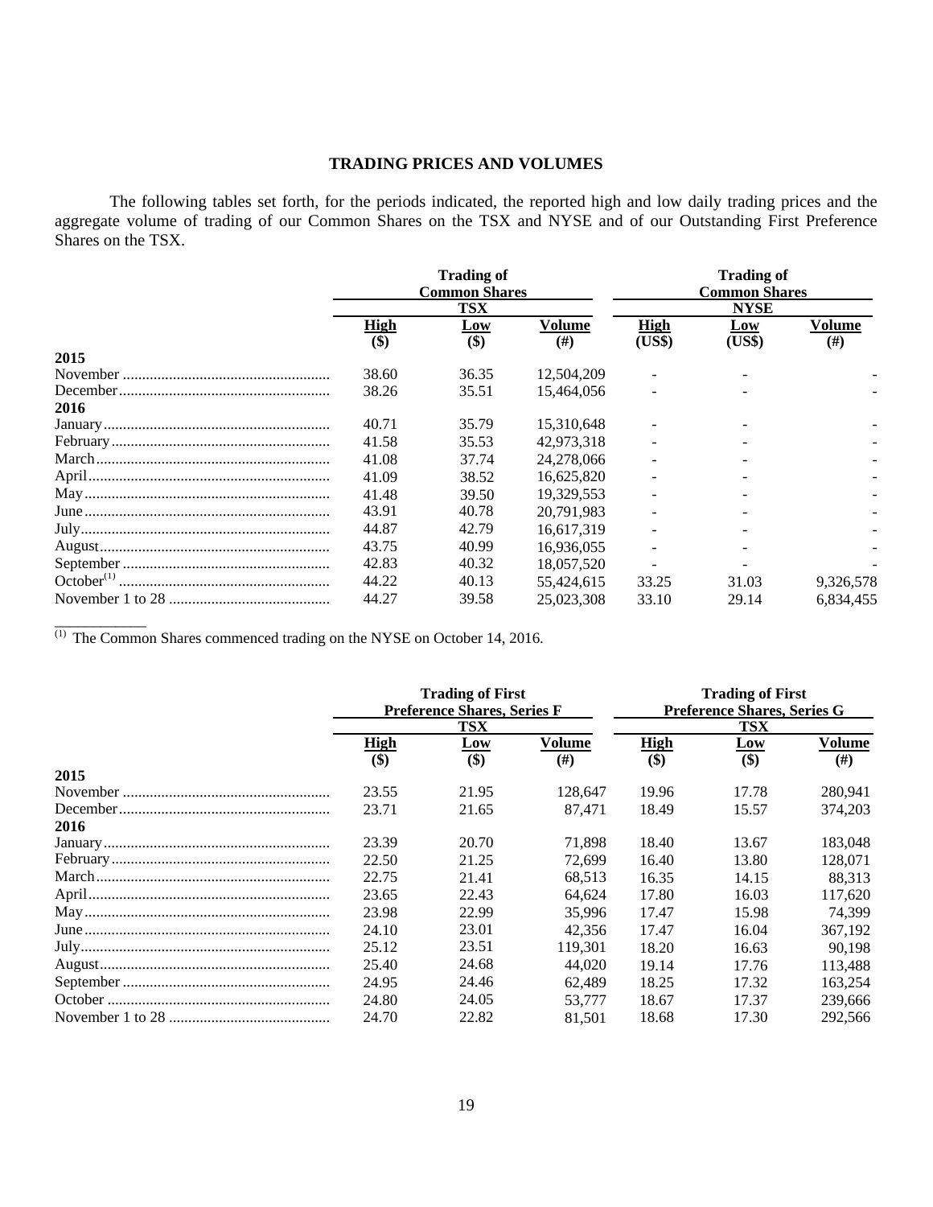## TRADING PRICES AND VOLUMES

The following tables set forth, for the periods indicated, the reported high and low daily trading prices and the aggregate volume of trading of our Common Shares on the TSX and NYSE and of our Outstanding First Preference Shares on the TSX.

| | Trading of Common Shares | | | Trading of Common Shares | | |
|---|---|---|---|---|---|---|
| | TSX | | | NYSE | | |
| | High ($) | Low ($) | Volume (#) | High (US$) | Low (US$) | Volume (#) |
| **2015** | | | | | | |
| November | 38.60 | 36.35 | 12,504,209 | - | - | - |
| December | 38.26 | 35.51 | 15,464,056 | - | - | - |
| **2016** | | | | | | |
| January | 40.71 | 35.79 | 15,310,648 | - | - | - |
| February | 41.58 | 35.53 | 42,973,318 | - | - | - |
| March | 41.08 | 37.74 | 24,278,066 | - | - | - |
| April | 41.09 | 38.52 | 16,625,820 | - | - | - |
| May | 41.48 | 39.50 | 19,329,553 | - | - | - |
| June | 43.91 | 40.78 | 20,791,983 | - | - | - |
| July | 44.87 | 42.79 | 16,617,319 | - | - | - |
| August | 43.75 | 40.99 | 16,936,055 | - | - | - |
| September | 42.83 | 40.32 | 18,057,520 | - | - | - |
| October[(1)] | 44.22 | 40.13 | 55,424,615 | 33.25 | 31.03 | 9,326,578 |
| November 1 to 28 | 44.27 | 39.58 | 25,023,308 | 33.10 | 29.14 | 6,834,455 |

(1) The Common Shares commenced trading on the NYSE on October 14, 2016.

| | Trading of First Preference Shares, Series F | | | Trading of First Preference Shares, Series G | | |
|---|---|---|---|---|---|---|
| | TSX | | | TSX | | |
| | High ($) | Low ($) | Volume (#) | High ($) | Low ($) | Volume (#) |
| **2015** | | | | | | |
| November | 23.55 | 21.95 | 128,647 | 19.96 | 17.78 | 280,941 |
| December | 23.71 | 21.65 | 87,471 | 18.49 | 15.57 | 374,203 |
| **2016** | | | | | | |
| January | 23.39 | 20.70 | 71,898 | 18.40 | 13.67 | 183,048 |
| February | 22.50 | 21.25 | 72,699 | 16.40 | 13.80 | 128,071 |
| March | 22.75 | 21.41 | 68,513 | 16.35 | 14.15 | 88,313 |
| April | 23.65 | 22.43 | 64,624 | 17.80 | 16.03 | 117,620 |
| May | 23.98 | 22.99 | 35,996 | 17.47 | 15.98 | 74,399 |
| June | 24.10 | 23.01 | 42,356 | 17.47 | 16.04 | 367,192 |
| July | 25.12 | 23.51 | 119,301 | 18.20 | 16.63 | 90,198 |
| August | 25.40 | 24.68 | 44,020 | 19.14 | 17.76 | 113,488 |
| September | 24.95 | 24.46 | 62,489 | 18.25 | 17.32 | 163,254 |
| October | 24.80 | 24.05 | 53,777 | 18.67 | 17.37 | 239,666 |
| November 1 to 28 | 24.70 | 22.82 | 81,501 | 18.68 | 17.30 | 292,566 |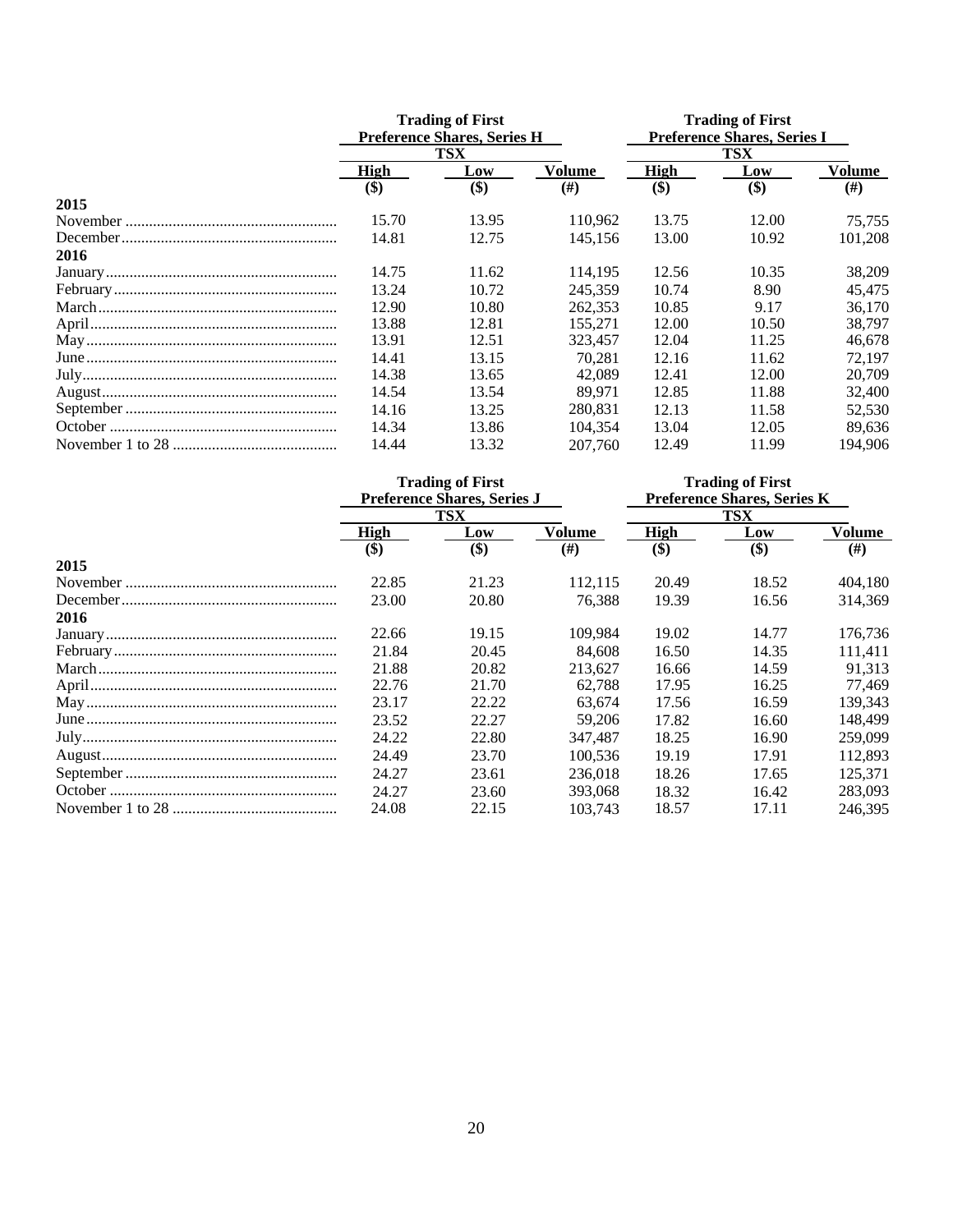| | Trading of First Preference Shares, Series H | | | Trading of First Preference Shares, Series I | | |
|---|---|---|---|---|---|---|
| | TSX | | | TSX | | |
| | High | Low | Volume | High | Low | Volume |
| | ($) | ($) | (#) | ($) | ($) | (#) |
| **2015** | | | | | | |
| November | 15.70 | 13.95 | 110,962 | 13.75 | 12.00 | 75,755 |
| December | 14.81 | 12.75 | 145,156 | 13.00 | 10.92 | 101,208 |
| **2016** | | | | | | |
| January | 14.75 | 11.62 | 114,195 | 12.56 | 10.35 | 38,209 |
| February | 13.24 | 10.72 | 245,359 | 10.74 | 8.90 | 45,475 |
| March | 12.90 | 10.80 | 262,353 | 10.85 | 9.17 | 36,170 |
| April | 13.88 | 12.81 | 155,271 | 12.00 | 10.50 | 38,797 |
| May | 13.91 | 12.51 | 323,457 | 12.04 | 11.25 | 46,678 |
| June | 14.41 | 13.15 | 70,281 | 12.16 | 11.62 | 72,197 |
| July | 14.38 | 13.65 | 42,089 | 12.41 | 12.00 | 20,709 |
| August | 14.54 | 13.54 | 89,971 | 12.85 | 11.88 | 32,400 |
| September | 14.16 | 13.25 | 280,831 | 12.13 | 11.58 | 52,530 |
| October | 14.34 | 13.86 | 104,354 | 13.04 | 12.05 | 89,636 |
| November 1 to 28 | 14.44 | 13.32 | 207,760 | 12.49 | 11.99 | 194,906 |

| | Trading of First Preference Shares, Series J | | | Trading of First Preference Shares, Series K | | |
|---|---|---|---|---|---|---|
| | TSX | | | TSX | | |
| | High | Low | Volume | High | Low | Volume |
| | ($) | ($) | (#) | ($) | ($) | (#) |
| **2015** | | | | | | |
| November | 22.85 | 21.23 | 112,115 | 20.49 | 18.52 | 404,180 |
| December | 23.00 | 20.80 | 76,388 | 19.39 | 16.56 | 314,369 |
| **2016** | | | | | | |
| January | 22.66 | 19.15 | 109,984 | 19.02 | 14.77 | 176,736 |
| February | 21.84 | 20.45 | 84,608 | 16.50 | 14.35 | 111,411 |
| March | 21.88 | 20.82 | 213,627 | 16.66 | 14.59 | 91,313 |
| April | 22.76 | 21.70 | 62,788 | 17.95 | 16.25 | 77,469 |
| May | 23.17 | 22.22 | 63,674 | 17.56 | 16.59 | 139,343 |
| June | 23.52 | 22.27 | 59,206 | 17.82 | 16.60 | 148,499 |
| July | 24.22 | 22.80 | 347,487 | 18.25 | 16.90 | 259,099 |
| August | 24.49 | 23.70 | 100,536 | 19.19 | 17.91 | 112,893 |
| September | 24.27 | 23.61 | 236,018 | 18.26 | 17.65 | 125,371 |
| October | 24.27 | 23.60 | 393,068 | 18.32 | 16.42 | 283,093 |
| November 1 to 28 | 24.08 | 22.15 | 103,743 | 18.57 | 17.11 | 246,395 |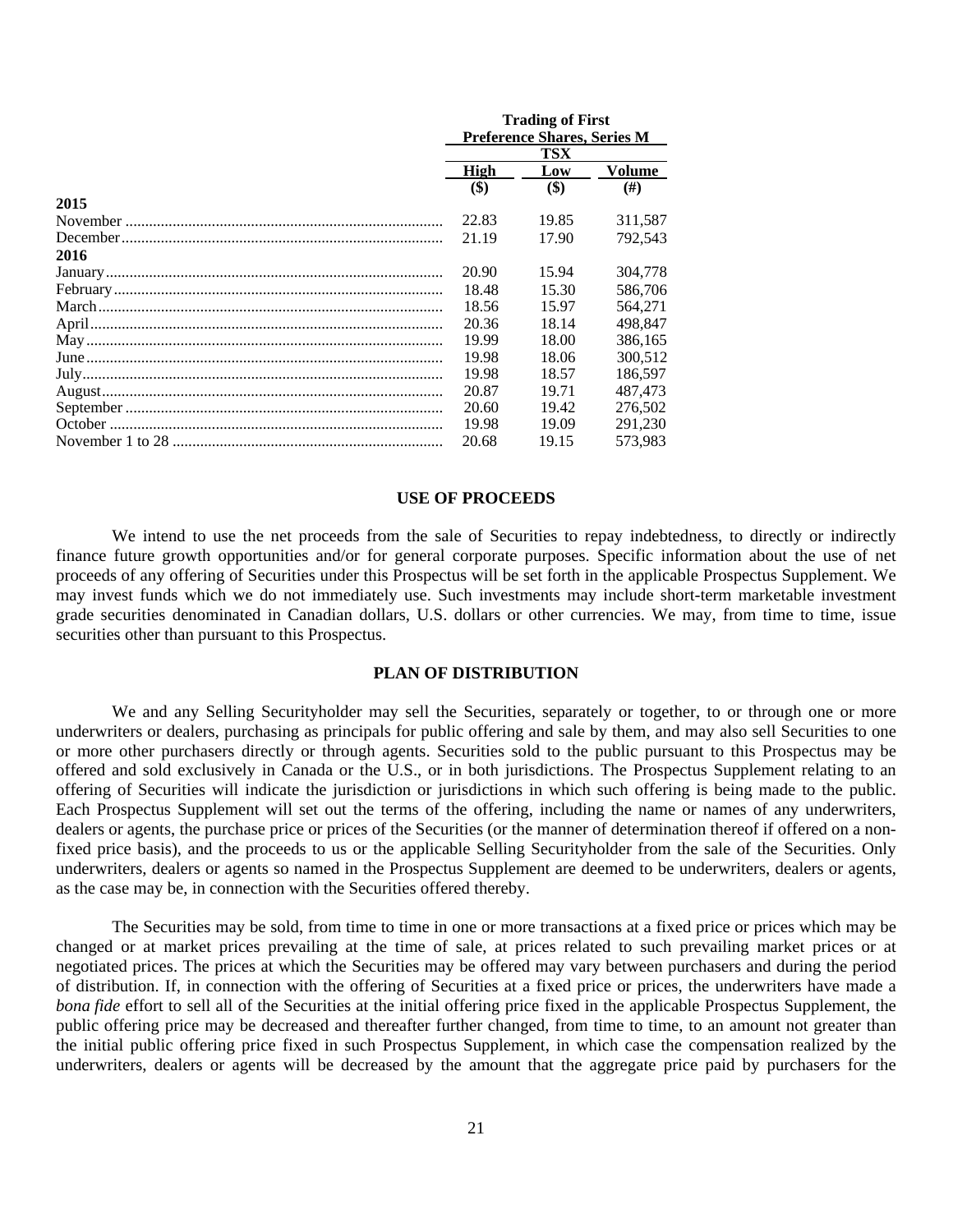| | Trading of First Preference Shares, Series M | | |
|---|---|---|---|
| | TSX | | |
| | High | Low | Volume |
| | ($) | ($) | (#) |
| **2015** | | | |
| November | 22.83 | 19.85 | 311,587 |
| December | 21.19 | 17.90 | 792,543 |
| **2016** | | | |
| January | 20.90 | 15.94 | 304,778 |
| February | 18.48 | 15.30 | 586,706 |
| March | 18.56 | 15.97 | 564,271 |
| April | 20.36 | 18.14 | 498,847 |
| May | 19.99 | 18.00 | 386,165 |
| June | 19.98 | 18.06 | 300,512 |
| July | 19.98 | 18.57 | 186,597 |
| August | 20.87 | 19.71 | 487,473 |
| September | 20.60 | 19.42 | 276,502 |
| October | 19.98 | 19.09 | 291,230 |
| November 1 to 28 | 20.68 | 19.15 | 573,983 |

## USE OF PROCEEDS

We intend to use the net proceeds from the sale of Securities to repay indebtedness, to directly or indirectly finance future growth opportunities and/or for general corporate purposes. Specific information about the use of net proceeds of any offering of Securities under this Prospectus will be set forth in the applicable Prospectus Supplement. We may invest funds which we do not immediately use. Such investments may include short-term marketable investment grade securities denominated in Canadian dollars, U.S. dollars or other currencies. We may, from time to time, issue securities other than pursuant to this Prospectus.

## PLAN OF DISTRIBUTION

We and any Selling Securityholder may sell the Securities, separately or together, to or through one or more underwriters or dealers, purchasing as principals for public offering and sale by them, and may also sell Securities to one or more other purchasers directly or through agents. Securities sold to the public pursuant to this Prospectus may be offered and sold exclusively in Canada or the U.S., or in both jurisdictions. The Prospectus Supplement relating to an offering of Securities will indicate the jurisdiction or jurisdictions in which such offering is being made to the public. Each Prospectus Supplement will set out the terms of the offering, including the name or names of any underwriters, dealers or agents, the purchase price or prices of the Securities (or the manner of determination thereof if offered on a non-fixed price basis), and the proceeds to us or the applicable Selling Securityholder from the sale of the Securities. Only underwriters, dealers or agents so named in the Prospectus Supplement are deemed to be underwriters, dealers or agents, as the case may be, in connection with the Securities offered thereby.

The Securities may be sold, from time to time in one or more transactions at a fixed price or prices which may be changed or at market prices prevailing at the time of sale, at prices related to such prevailing market prices or at negotiated prices. The prices at which the Securities may be offered may vary between purchasers and during the period of distribution. If, in connection with the offering of Securities at a fixed price or prices, the underwriters have made a *bona fide* effort to sell all of the Securities at the initial offering price fixed in the applicable Prospectus Supplement, the public offering price may be decreased and thereafter further changed, from time to time, to an amount not greater than the initial public offering price fixed in such Prospectus Supplement, in which case the compensation realized by the underwriters, dealers or agents will be decreased by the amount that the aggregate price paid by purchasers for the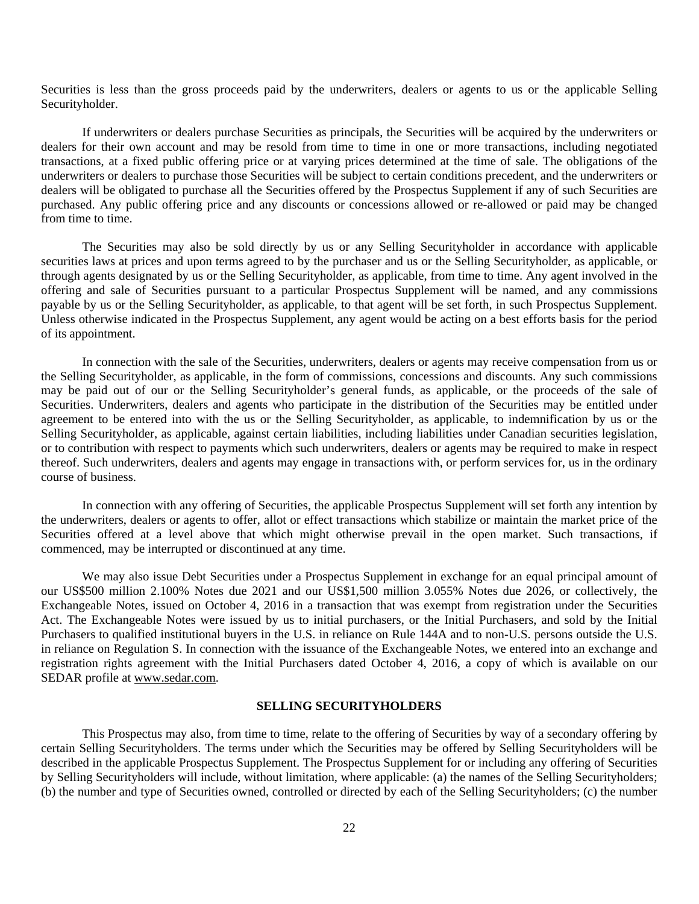Securities is less than the gross proceeds paid by the underwriters, dealers or agents to us or the applicable Selling Securityholder.

If underwriters or dealers purchase Securities as principals, the Securities will be acquired by the underwriters or dealers for their own account and may be resold from time to time in one or more transactions, including negotiated transactions, at a fixed public offering price or at varying prices determined at the time of sale. The obligations of the underwriters or dealers to purchase those Securities will be subject to certain conditions precedent, and the underwriters or dealers will be obligated to purchase all the Securities offered by the Prospectus Supplement if any of such Securities are purchased. Any public offering price and any discounts or concessions allowed or re-allowed or paid may be changed from time to time.

The Securities may also be sold directly by us or any Selling Securityholder in accordance with applicable securities laws at prices and upon terms agreed to by the purchaser and us or the Selling Securityholder, as applicable, or through agents designated by us or the Selling Securityholder, as applicable, from time to time. Any agent involved in the offering and sale of Securities pursuant to a particular Prospectus Supplement will be named, and any commissions payable by us or the Selling Securityholder, as applicable, to that agent will be set forth, in such Prospectus Supplement. Unless otherwise indicated in the Prospectus Supplement, any agent would be acting on a best efforts basis for the period of its appointment.

In connection with the sale of the Securities, underwriters, dealers or agents may receive compensation from us or the Selling Securityholder, as applicable, in the form of commissions, concessions and discounts. Any such commissions may be paid out of our or the Selling Securityholder's general funds, as applicable, or the proceeds of the sale of Securities. Underwriters, dealers and agents who participate in the distribution of the Securities may be entitled under agreement to be entered into with the us or the Selling Securityholder, as applicable, to indemnification by us or the Selling Securityholder, as applicable, against certain liabilities, including liabilities under Canadian securities legislation, or to contribution with respect to payments which such underwriters, dealers or agents may be required to make in respect thereof. Such underwriters, dealers and agents may engage in transactions with, or perform services for, us in the ordinary course of business.

In connection with any offering of Securities, the applicable Prospectus Supplement will set forth any intention by the underwriters, dealers or agents to offer, allot or effect transactions which stabilize or maintain the market price of the Securities offered at a level above that which might otherwise prevail in the open market. Such transactions, if commenced, may be interrupted or discontinued at any time.

We may also issue Debt Securities under a Prospectus Supplement in exchange for an equal principal amount of our US$500 million 2.100% Notes due 2021 and our US$1,500 million 3.055% Notes due 2026, or collectively, the Exchangeable Notes, issued on October 4, 2016 in a transaction that was exempt from registration under the Securities Act. The Exchangeable Notes were issued by us to initial purchasers, or the Initial Purchasers, and sold by the Initial Purchasers to qualified institutional buyers in the U.S. in reliance on Rule 144A and to non-U.S. persons outside the U.S. in reliance on Regulation S. In connection with the issuance of the Exchangeable Notes, we entered into an exchange and registration rights agreement with the Initial Purchasers dated October 4, 2016, a copy of which is available on our SEDAR profile at www.sedar.com.

## SELLING SECURITYHOLDERS

This Prospectus may also, from time to time, relate to the offering of Securities by way of a secondary offering by certain Selling Securityholders. The terms under which the Securities may be offered by Selling Securityholders will be described in the applicable Prospectus Supplement. The Prospectus Supplement for or including any offering of Securities by Selling Securityholders will include, without limitation, where applicable: (a) the names of the Selling Securityholders; (b) the number and type of Securities owned, controlled or directed by each of the Selling Securityholders; (c) the number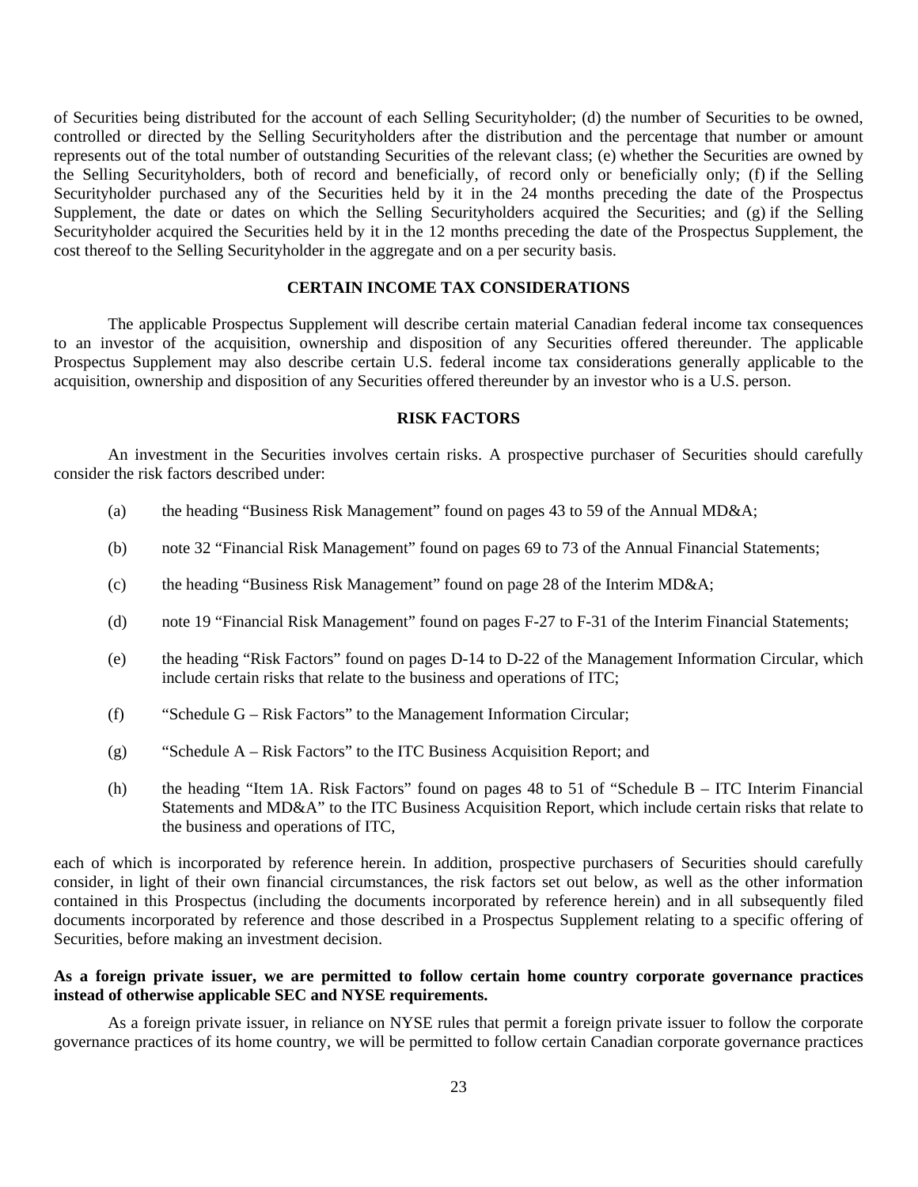of Securities being distributed for the account of each Selling Securityholder; (d) the number of Securities to be owned, controlled or directed by the Selling Securityholders after the distribution and the percentage that number or amount represents out of the total number of outstanding Securities of the relevant class; (e) whether the Securities are owned by the Selling Securityholders, both of record and beneficially, of record only or beneficially only; (f) if the Selling Securityholder purchased any of the Securities held by it in the 24 months preceding the date of the Prospectus Supplement, the date or dates on which the Selling Securityholders acquired the Securities; and (g) if the Selling Securityholder acquired the Securities held by it in the 12 months preceding the date of the Prospectus Supplement, the cost thereof to the Selling Securityholder in the aggregate and on a per security basis.

## CERTAIN INCOME TAX CONSIDERATIONS

The applicable Prospectus Supplement will describe certain material Canadian federal income tax consequences to an investor of the acquisition, ownership and disposition of any Securities offered thereunder. The applicable Prospectus Supplement may also describe certain U.S. federal income tax considerations generally applicable to the acquisition, ownership and disposition of any Securities offered thereunder by an investor who is a U.S. person.

## RISK FACTORS

An investment in the Securities involves certain risks. A prospective purchaser of Securities should carefully consider the risk factors described under:

(a) the heading "Business Risk Management" found on pages 43 to 59 of the Annual MD&A;

(b) note 32 "Financial Risk Management" found on pages 69 to 73 of the Annual Financial Statements;

(c) the heading "Business Risk Management" found on page 28 of the Interim MD&A;

(d) note 19 "Financial Risk Management" found on pages F-27 to F-31 of the Interim Financial Statements;

(e) the heading "Risk Factors" found on pages D-14 to D-22 of the Management Information Circular, which include certain risks that relate to the business and operations of ITC;

(f) "Schedule G – Risk Factors" to the Management Information Circular;

(g) "Schedule A – Risk Factors" to the ITC Business Acquisition Report; and

(h) the heading "Item 1A. Risk Factors" found on pages 48 to 51 of "Schedule B – ITC Interim Financial Statements and MD&A" to the ITC Business Acquisition Report, which include certain risks that relate to the business and operations of ITC,

each of which is incorporated by reference herein. In addition, prospective purchasers of Securities should carefully consider, in light of their own financial circumstances, the risk factors set out below, as well as the other information contained in this Prospectus (including the documents incorporated by reference herein) and in all subsequently filed documents incorporated by reference and those described in a Prospectus Supplement relating to a specific offering of Securities, before making an investment decision.

**As a foreign private issuer, we are permitted to follow certain home country corporate governance practices instead of otherwise applicable SEC and NYSE requirements.**

As a foreign private issuer, in reliance on NYSE rules that permit a foreign private issuer to follow the corporate governance practices of its home country, we will be permitted to follow certain Canadian corporate governance practices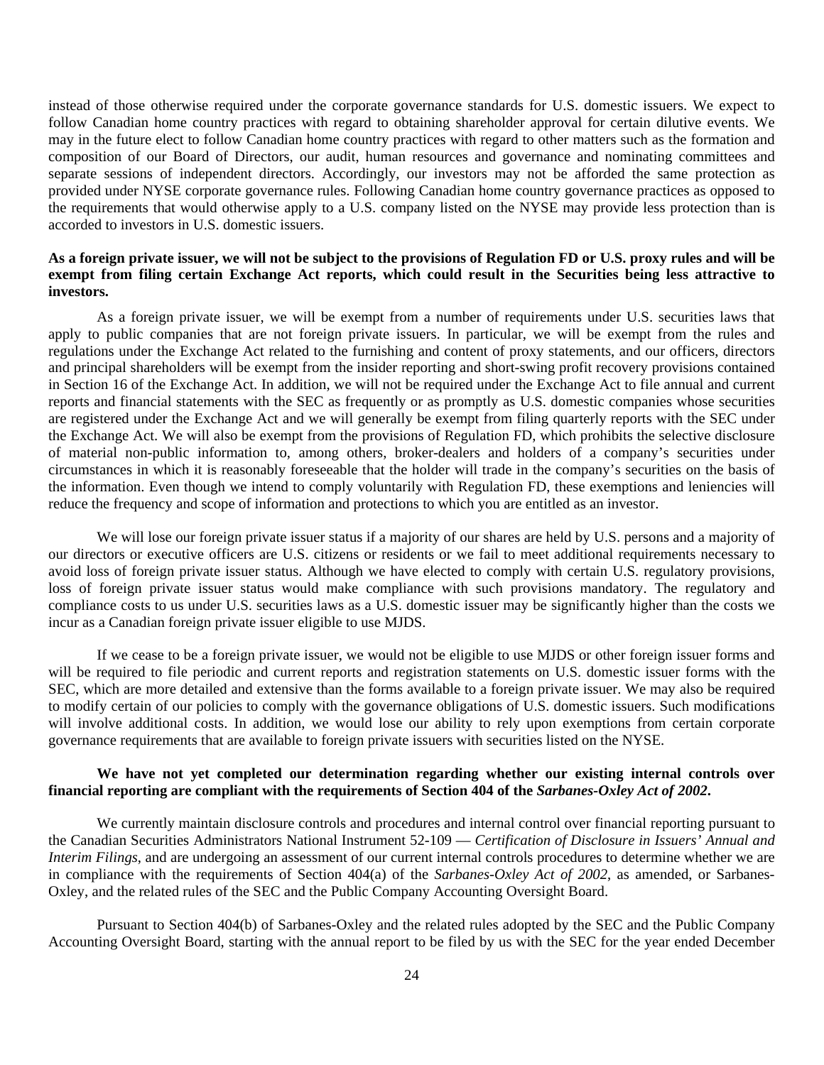instead of those otherwise required under the corporate governance standards for U.S. domestic issuers. We expect to follow Canadian home country practices with regard to obtaining shareholder approval for certain dilutive events. We may in the future elect to follow Canadian home country practices with regard to other matters such as the formation and composition of our Board of Directors, our audit, human resources and governance and nominating committees and separate sessions of independent directors. Accordingly, our investors may not be afforded the same protection as provided under NYSE corporate governance rules. Following Canadian home country governance practices as opposed to the requirements that would otherwise apply to a U.S. company listed on the NYSE may provide less protection than is accorded to investors in U.S. domestic issuers.

**As a foreign private issuer, we will not be subject to the provisions of Regulation FD or U.S. proxy rules and will be exempt from filing certain Exchange Act reports, which could result in the Securities being less attractive to investors.**

As a foreign private issuer, we will be exempt from a number of requirements under U.S. securities laws that apply to public companies that are not foreign private issuers. In particular, we will be exempt from the rules and regulations under the Exchange Act related to the furnishing and content of proxy statements, and our officers, directors and principal shareholders will be exempt from the insider reporting and short-swing profit recovery provisions contained in Section 16 of the Exchange Act. In addition, we will not be required under the Exchange Act to file annual and current reports and financial statements with the SEC as frequently or as promptly as U.S. domestic companies whose securities are registered under the Exchange Act and we will generally be exempt from filing quarterly reports with the SEC under the Exchange Act. We will also be exempt from the provisions of Regulation FD, which prohibits the selective disclosure of material non-public information to, among others, broker-dealers and holders of a company's securities under circumstances in which it is reasonably foreseeable that the holder will trade in the company's securities on the basis of the information. Even though we intend to comply voluntarily with Regulation FD, these exemptions and leniencies will reduce the frequency and scope of information and protections to which you are entitled as an investor.

We will lose our foreign private issuer status if a majority of our shares are held by U.S. persons and a majority of our directors or executive officers are U.S. citizens or residents or we fail to meet additional requirements necessary to avoid loss of foreign private issuer status. Although we have elected to comply with certain U.S. regulatory provisions, loss of foreign private issuer status would make compliance with such provisions mandatory. The regulatory and compliance costs to us under U.S. securities laws as a U.S. domestic issuer may be significantly higher than the costs we incur as a Canadian foreign private issuer eligible to use MJDS.

If we cease to be a foreign private issuer, we would not be eligible to use MJDS or other foreign issuer forms and will be required to file periodic and current reports and registration statements on U.S. domestic issuer forms with the SEC, which are more detailed and extensive than the forms available to a foreign private issuer. We may also be required to modify certain of our policies to comply with the governance obligations of U.S. domestic issuers. Such modifications will involve additional costs. In addition, we would lose our ability to rely upon exemptions from certain corporate governance requirements that are available to foreign private issuers with securities listed on the NYSE.

**We have not yet completed our determination regarding whether our existing internal controls over financial reporting are compliant with the requirements of Section 404 of the *Sarbanes-Oxley Act of 2002*.**

We currently maintain disclosure controls and procedures and internal control over financial reporting pursuant to the Canadian Securities Administrators National Instrument 52-109 — *Certification of Disclosure in Issuers' Annual and Interim Filings*, and are undergoing an assessment of our current internal controls procedures to determine whether we are in compliance with the requirements of Section 404(a) of the *Sarbanes-Oxley Act of 2002*, as amended, or Sarbanes-Oxley, and the related rules of the SEC and the Public Company Accounting Oversight Board.

Pursuant to Section 404(b) of Sarbanes-Oxley and the related rules adopted by the SEC and the Public Company Accounting Oversight Board, starting with the annual report to be filed by us with the SEC for the year ended December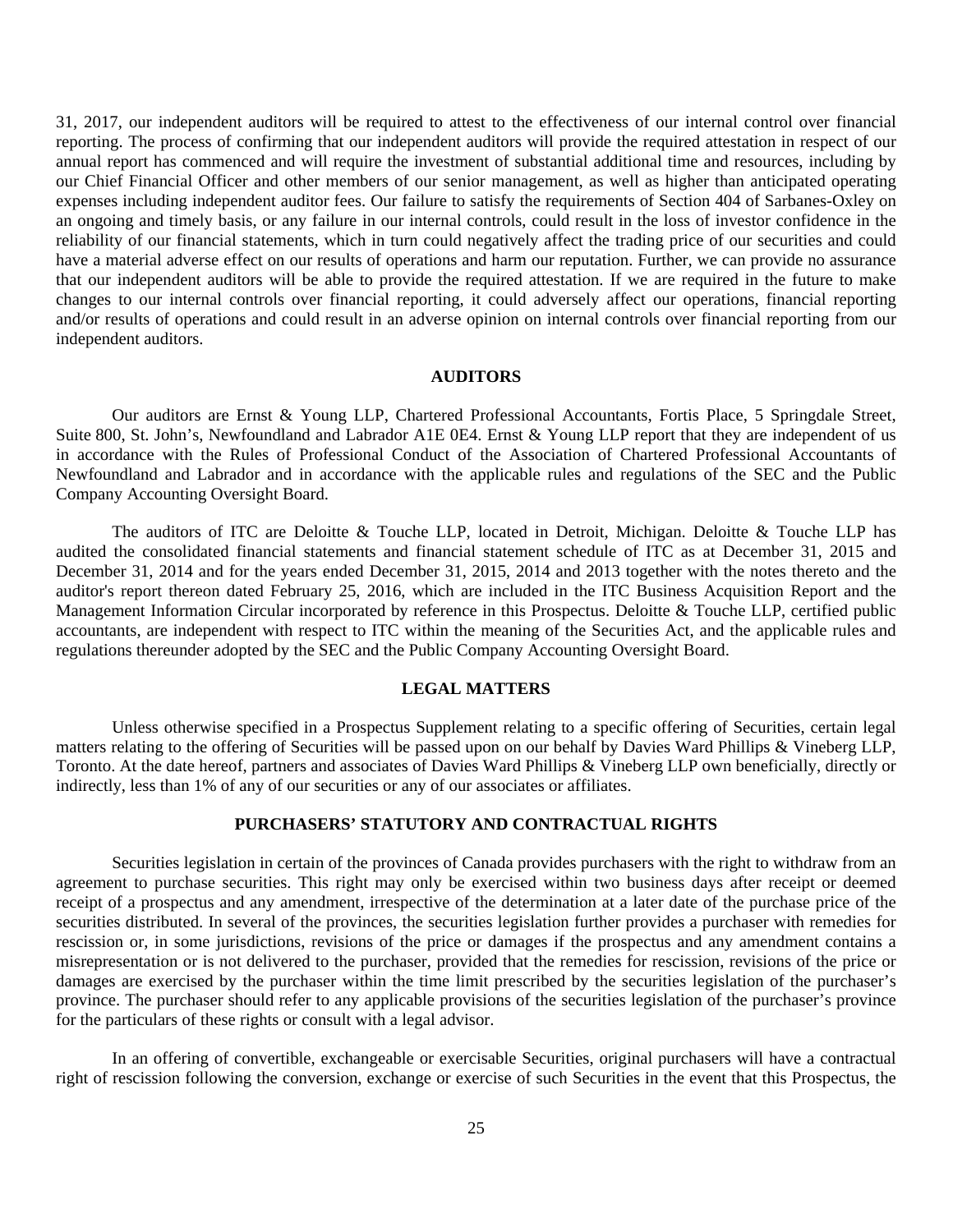31, 2017, our independent auditors will be required to attest to the effectiveness of our internal control over financial reporting. The process of confirming that our independent auditors will provide the required attestation in respect of our annual report has commenced and will require the investment of substantial additional time and resources, including by our Chief Financial Officer and other members of our senior management, as well as higher than anticipated operating expenses including independent auditor fees. Our failure to satisfy the requirements of Section 404 of Sarbanes-Oxley on an ongoing and timely basis, or any failure in our internal controls, could result in the loss of investor confidence in the reliability of our financial statements, which in turn could negatively affect the trading price of our securities and could have a material adverse effect on our results of operations and harm our reputation. Further, we can provide no assurance that our independent auditors will be able to provide the required attestation. If we are required in the future to make changes to our internal controls over financial reporting, it could adversely affect our operations, financial reporting and/or results of operations and could result in an adverse opinion on internal controls over financial reporting from our independent auditors.

## AUDITORS

Our auditors are Ernst & Young LLP, Chartered Professional Accountants, Fortis Place, 5 Springdale Street, Suite 800, St. John's, Newfoundland and Labrador A1E 0E4. Ernst & Young LLP report that they are independent of us in accordance with the Rules of Professional Conduct of the Association of Chartered Professional Accountants of Newfoundland and Labrador and in accordance with the applicable rules and regulations of the SEC and the Public Company Accounting Oversight Board.

The auditors of ITC are Deloitte & Touche LLP, located in Detroit, Michigan. Deloitte & Touche LLP has audited the consolidated financial statements and financial statement schedule of ITC as at December 31, 2015 and December 31, 2014 and for the years ended December 31, 2015, 2014 and 2013 together with the notes thereto and the auditor's report thereon dated February 25, 2016, which are included in the ITC Business Acquisition Report and the Management Information Circular incorporated by reference in this Prospectus. Deloitte & Touche LLP, certified public accountants, are independent with respect to ITC within the meaning of the Securities Act, and the applicable rules and regulations thereunder adopted by the SEC and the Public Company Accounting Oversight Board.

## LEGAL MATTERS

Unless otherwise specified in a Prospectus Supplement relating to a specific offering of Securities, certain legal matters relating to the offering of Securities will be passed upon on our behalf by Davies Ward Phillips & Vineberg LLP, Toronto. At the date hereof, partners and associates of Davies Ward Phillips & Vineberg LLP own beneficially, directly or indirectly, less than 1% of any of our securities or any of our associates or affiliates.

## PURCHASERS' STATUTORY AND CONTRACTUAL RIGHTS

Securities legislation in certain of the provinces of Canada provides purchasers with the right to withdraw from an agreement to purchase securities. This right may only be exercised within two business days after receipt or deemed receipt of a prospectus and any amendment, irrespective of the determination at a later date of the purchase price of the securities distributed. In several of the provinces, the securities legislation further provides a purchaser with remedies for rescission or, in some jurisdictions, revisions of the price or damages if the prospectus and any amendment contains a misrepresentation or is not delivered to the purchaser, provided that the remedies for rescission, revisions of the price or damages are exercised by the purchaser within the time limit prescribed by the securities legislation of the purchaser's province. The purchaser should refer to any applicable provisions of the securities legislation of the purchaser's province for the particulars of these rights or consult with a legal advisor.

In an offering of convertible, exchangeable or exercisable Securities, original purchasers will have a contractual right of rescission following the conversion, exchange or exercise of such Securities in the event that this Prospectus, the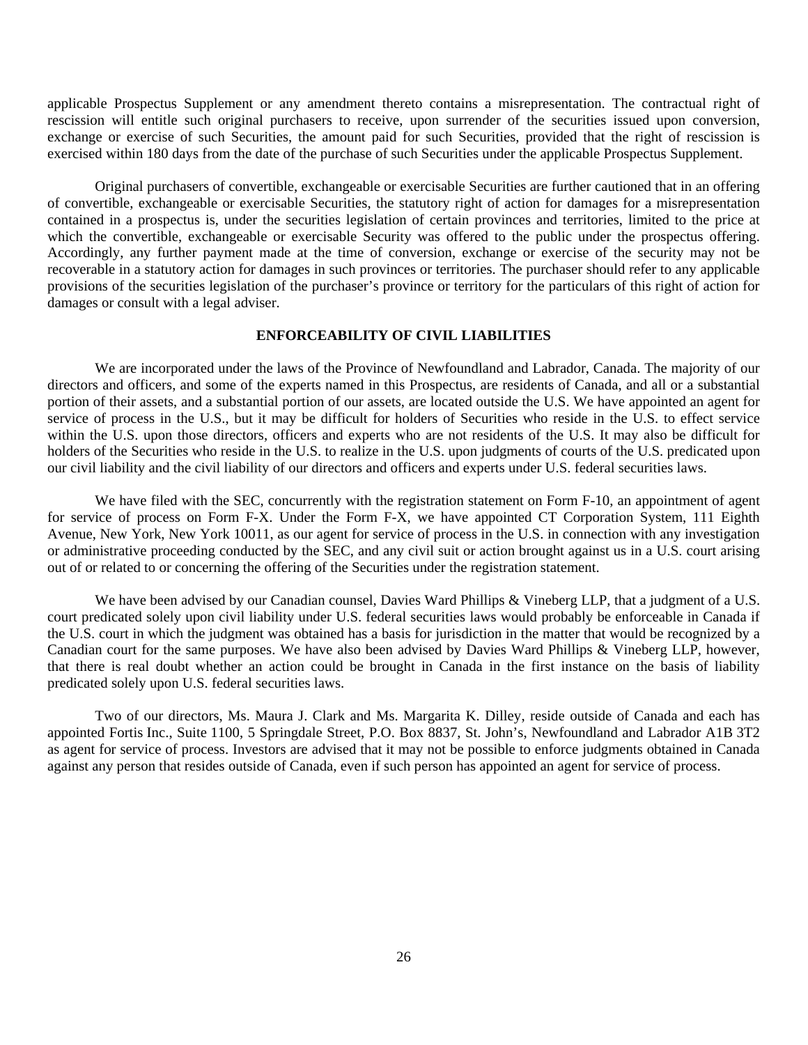applicable Prospectus Supplement or any amendment thereto contains a misrepresentation. The contractual right of rescission will entitle such original purchasers to receive, upon surrender of the securities issued upon conversion, exchange or exercise of such Securities, the amount paid for such Securities, provided that the right of rescission is exercised within 180 days from the date of the purchase of such Securities under the applicable Prospectus Supplement.

Original purchasers of convertible, exchangeable or exercisable Securities are further cautioned that in an offering of convertible, exchangeable or exercisable Securities, the statutory right of action for damages for a misrepresentation contained in a prospectus is, under the securities legislation of certain provinces and territories, limited to the price at which the convertible, exchangeable or exercisable Security was offered to the public under the prospectus offering. Accordingly, any further payment made at the time of conversion, exchange or exercise of the security may not be recoverable in a statutory action for damages in such provinces or territories. The purchaser should refer to any applicable provisions of the securities legislation of the purchaser's province or territory for the particulars of this right of action for damages or consult with a legal adviser.

## ENFORCEABILITY OF CIVIL LIABILITIES

We are incorporated under the laws of the Province of Newfoundland and Labrador, Canada. The majority of our directors and officers, and some of the experts named in this Prospectus, are residents of Canada, and all or a substantial portion of their assets, and a substantial portion of our assets, are located outside the U.S. We have appointed an agent for service of process in the U.S., but it may be difficult for holders of Securities who reside in the U.S. to effect service within the U.S. upon those directors, officers and experts who are not residents of the U.S. It may also be difficult for holders of the Securities who reside in the U.S. to realize in the U.S. upon judgments of courts of the U.S. predicated upon our civil liability and the civil liability of our directors and officers and experts under U.S. federal securities laws.

We have filed with the SEC, concurrently with the registration statement on Form F-10, an appointment of agent for service of process on Form F-X. Under the Form F-X, we have appointed CT Corporation System, 111 Eighth Avenue, New York, New York 10011, as our agent for service of process in the U.S. in connection with any investigation or administrative proceeding conducted by the SEC, and any civil suit or action brought against us in a U.S. court arising out of or related to or concerning the offering of the Securities under the registration statement.

We have been advised by our Canadian counsel, Davies Ward Phillips & Vineberg LLP, that a judgment of a U.S. court predicated solely upon civil liability under U.S. federal securities laws would probably be enforceable in Canada if the U.S. court in which the judgment was obtained has a basis for jurisdiction in the matter that would be recognized by a Canadian court for the same purposes. We have also been advised by Davies Ward Phillips & Vineberg LLP, however, that there is real doubt whether an action could be brought in Canada in the first instance on the basis of liability predicated solely upon U.S. federal securities laws.

Two of our directors, Ms. Maura J. Clark and Ms. Margarita K. Dilley, reside outside of Canada and each has appointed Fortis Inc., Suite 1100, 5 Springdale Street, P.O. Box 8837, St. John's, Newfoundland and Labrador A1B 3T2 as agent for service of process. Investors are advised that it may not be possible to enforce judgments obtained in Canada against any person that resides outside of Canada, even if such person has appointed an agent for service of process.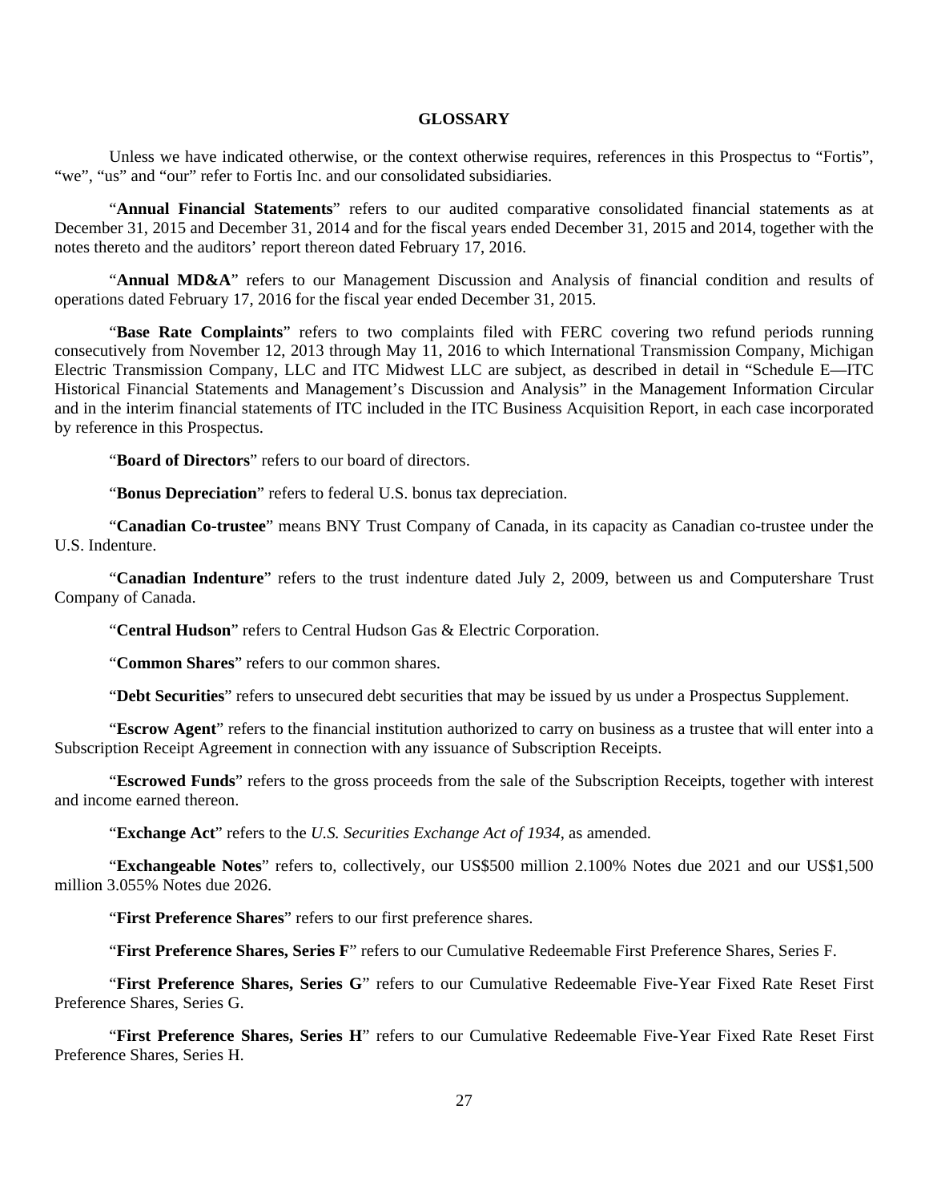## GLOSSARY

Unless we have indicated otherwise, or the context otherwise requires, references in this Prospectus to “Fortis”, “we”, “us” and “our” refer to Fortis Inc. and our consolidated subsidiaries.

“**Annual Financial Statements**” refers to our audited comparative consolidated financial statements as at December 31, 2015 and December 31, 2014 and for the fiscal years ended December 31, 2015 and 2014, together with the notes thereto and the auditors’ report thereon dated February 17, 2016.

“**Annual MD&A**” refers to our Management Discussion and Analysis of financial condition and results of operations dated February 17, 2016 for the fiscal year ended December 31, 2015.

“**Base Rate Complaints**” refers to two complaints filed with FERC covering two refund periods running consecutively from November 12, 2013 through May 11, 2016 to which International Transmission Company, Michigan Electric Transmission Company, LLC and ITC Midwest LLC are subject, as described in detail in “Schedule E—ITC Historical Financial Statements and Management’s Discussion and Analysis” in the Management Information Circular and in the interim financial statements of ITC included in the ITC Business Acquisition Report, in each case incorporated by reference in this Prospectus.

“**Board of Directors**” refers to our board of directors.

“**Bonus Depreciation**” refers to federal U.S. bonus tax depreciation.

“**Canadian Co-trustee**” means BNY Trust Company of Canada, in its capacity as Canadian co-trustee under the U.S. Indenture.

“**Canadian Indenture**” refers to the trust indenture dated July 2, 2009, between us and Computershare Trust Company of Canada.

“**Central Hudson**” refers to Central Hudson Gas & Electric Corporation.

“**Common Shares**” refers to our common shares.

“**Debt Securities**” refers to unsecured debt securities that may be issued by us under a Prospectus Supplement.

“**Escrow Agent**” refers to the financial institution authorized to carry on business as a trustee that will enter into a Subscription Receipt Agreement in connection with any issuance of Subscription Receipts.

“**Escrowed Funds**” refers to the gross proceeds from the sale of the Subscription Receipts, together with interest and income earned thereon.

“**Exchange Act**” refers to the *U.S. Securities Exchange Act of 1934*, as amended.

“**Exchangeable Notes**” refers to, collectively, our US$500 million 2.100% Notes due 2021 and our US$1,500 million 3.055% Notes due 2026.

“**First Preference Shares**” refers to our first preference shares.

“**First Preference Shares, Series F**” refers to our Cumulative Redeemable First Preference Shares, Series F.

“**First Preference Shares, Series G**” refers to our Cumulative Redeemable Five-Year Fixed Rate Reset First Preference Shares, Series G.

“**First Preference Shares, Series H**” refers to our Cumulative Redeemable Five-Year Fixed Rate Reset First Preference Shares, Series H.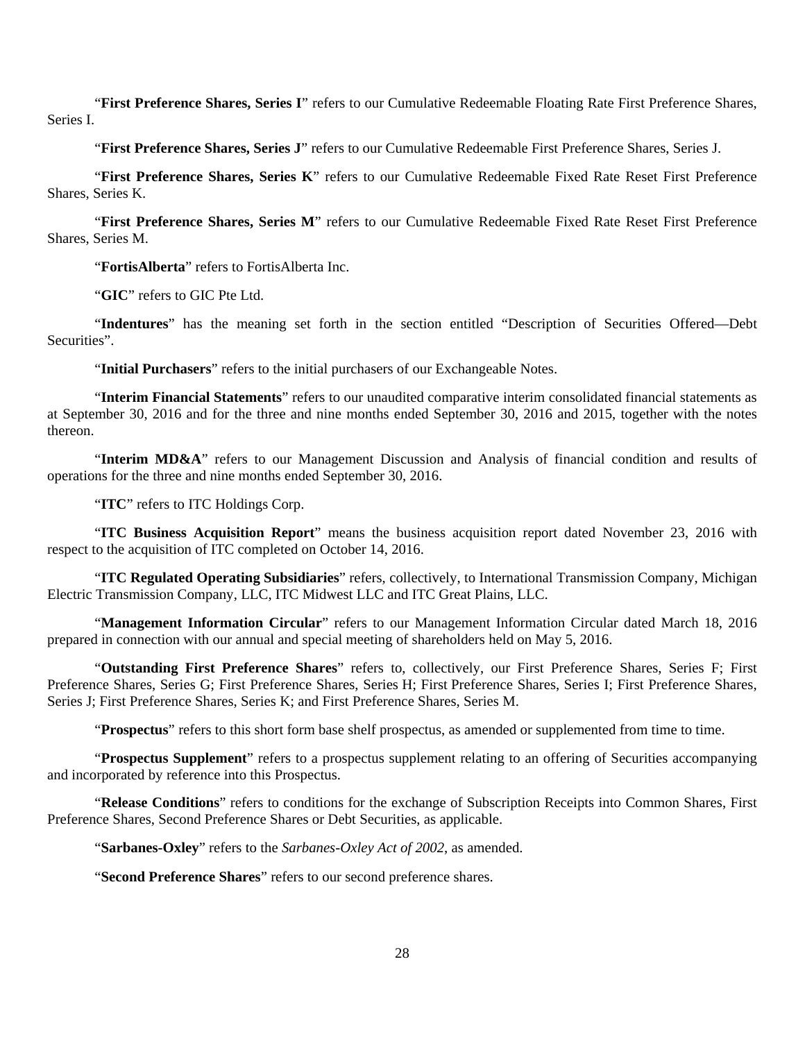"**First Preference Shares, Series I**" refers to our Cumulative Redeemable Floating Rate First Preference Shares, Series I.

"**First Preference Shares, Series J**" refers to our Cumulative Redeemable First Preference Shares, Series J.

"**First Preference Shares, Series K**" refers to our Cumulative Redeemable Fixed Rate Reset First Preference Shares, Series K.

"**First Preference Shares, Series M**" refers to our Cumulative Redeemable Fixed Rate Reset First Preference Shares, Series M.

"**FortisAlberta**" refers to FortisAlberta Inc.

"**GIC**" refers to GIC Pte Ltd.

"**Indentures**" has the meaning set forth in the section entitled "Description of Securities Offered—Debt Securities".

"**Initial Purchasers**" refers to the initial purchasers of our Exchangeable Notes.

"**Interim Financial Statements**" refers to our unaudited comparative interim consolidated financial statements as at September 30, 2016 and for the three and nine months ended September 30, 2016 and 2015, together with the notes thereon.

"**Interim MD&A**" refers to our Management Discussion and Analysis of financial condition and results of operations for the three and nine months ended September 30, 2016.

"**ITC**" refers to ITC Holdings Corp.

"**ITC Business Acquisition Report**" means the business acquisition report dated November 23, 2016 with respect to the acquisition of ITC completed on October 14, 2016.

"**ITC Regulated Operating Subsidiaries**" refers, collectively, to International Transmission Company, Michigan Electric Transmission Company, LLC, ITC Midwest LLC and ITC Great Plains, LLC.

"**Management Information Circular**" refers to our Management Information Circular dated March 18, 2016 prepared in connection with our annual and special meeting of shareholders held on May 5, 2016.

"**Outstanding First Preference Shares**" refers to, collectively, our First Preference Shares, Series F; First Preference Shares, Series G; First Preference Shares, Series H; First Preference Shares, Series I; First Preference Shares, Series J; First Preference Shares, Series K; and First Preference Shares, Series M.

"**Prospectus**" refers to this short form base shelf prospectus, as amended or supplemented from time to time.

"**Prospectus Supplement**" refers to a prospectus supplement relating to an offering of Securities accompanying and incorporated by reference into this Prospectus.

"**Release Conditions**" refers to conditions for the exchange of Subscription Receipts into Common Shares, First Preference Shares, Second Preference Shares or Debt Securities, as applicable.

"**Sarbanes-Oxley**" refers to the *Sarbanes-Oxley Act of 2002*, as amended.

"**Second Preference Shares**" refers to our second preference shares.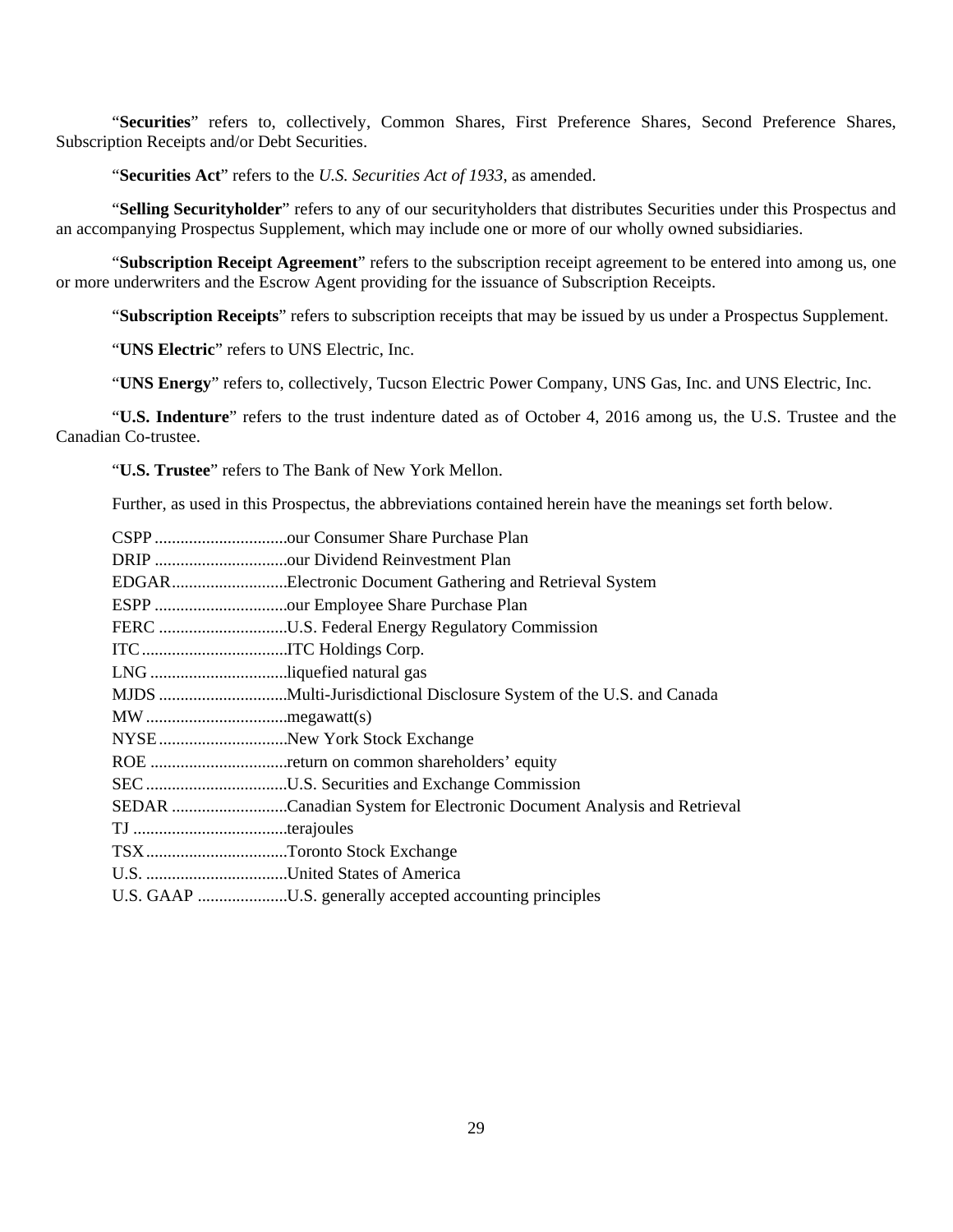"**Securities**" refers to, collectively, Common Shares, First Preference Shares, Second Preference Shares, Subscription Receipts and/or Debt Securities.

"**Securities Act**" refers to the *U.S. Securities Act of 1933*, as amended.

"**Selling Securityholder**" refers to any of our securityholders that distributes Securities under this Prospectus and an accompanying Prospectus Supplement, which may include one or more of our wholly owned subsidiaries.

"**Subscription Receipt Agreement**" refers to the subscription receipt agreement to be entered into among us, one or more underwriters and the Escrow Agent providing for the issuance of Subscription Receipts.

"**Subscription Receipts**" refers to subscription receipts that may be issued by us under a Prospectus Supplement.

"**UNS Electric**" refers to UNS Electric, Inc.

"**UNS Energy**" refers to, collectively, Tucson Electric Power Company, UNS Gas, Inc. and UNS Electric, Inc.

"**U.S. Indenture**" refers to the trust indenture dated as of October 4, 2016 among us, the U.S. Trustee and the Canadian Co-trustee.

"**U.S. Trustee**" refers to The Bank of New York Mellon.

Further, as used in this Prospectus, the abbreviations contained herein have the meanings set forth below.

| | |
|---|---|
| CSPP | our Consumer Share Purchase Plan |
| DRIP | our Dividend Reinvestment Plan |
| EDGAR | Electronic Document Gathering and Retrieval System |
| ESPP | our Employee Share Purchase Plan |
| FERC | U.S. Federal Energy Regulatory Commission |
| ITC | ITC Holdings Corp. |
| LNG | liquefied natural gas |
| MJDS | Multi-Jurisdictional Disclosure System of the U.S. and Canada |
| MW | megawatt(s) |
| NYSE | New York Stock Exchange |
| ROE | return on common shareholders' equity |
| SEC | U.S. Securities and Exchange Commission |
| SEDAR | Canadian System for Electronic Document Analysis and Retrieval |
| TJ | terajoules |
| TSX | Toronto Stock Exchange |
| U.S. | United States of America |
| U.S. GAAP | U.S. generally accepted accounting principles |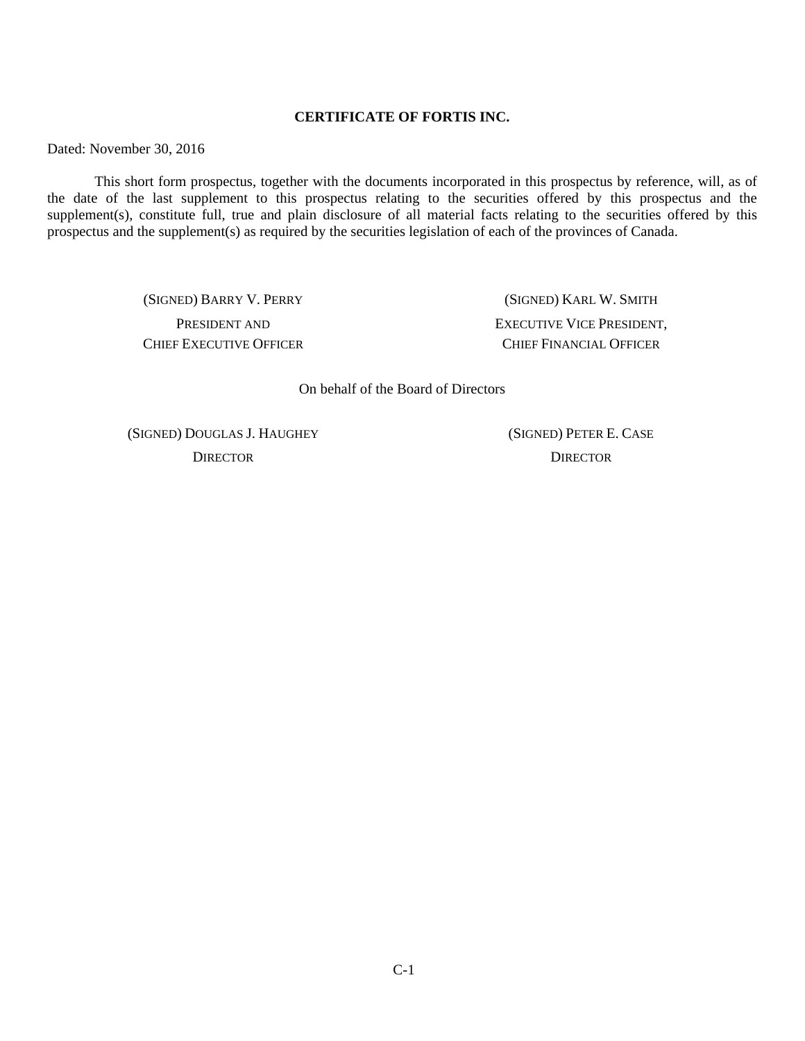**CERTIFICATE OF FORTIS INC.**

Dated: November 30, 2016

This short form prospectus, together with the documents incorporated in this prospectus by reference, will, as of the date of the last supplement to this prospectus relating to the securities offered by this prospectus and the supplement(s), constitute full, true and plain disclosure of all material facts relating to the securities offered by this prospectus and the supplement(s) as required by the securities legislation of each of the provinces of Canada.

| | |
|---|---|
| (SIGNED) BARRY V. PERRY | (SIGNED) KARL W. SMITH |
| PRESIDENT AND CHIEF EXECUTIVE OFFICER | EXECUTIVE VICE PRESIDENT, CHIEF FINANCIAL OFFICER |

On behalf of the Board of Directors

| | |
|---|---|
| (SIGNED) DOUGLAS J. HAUGHEY | (SIGNED) PETER E. CASE |
| DIRECTOR | DIRECTOR |